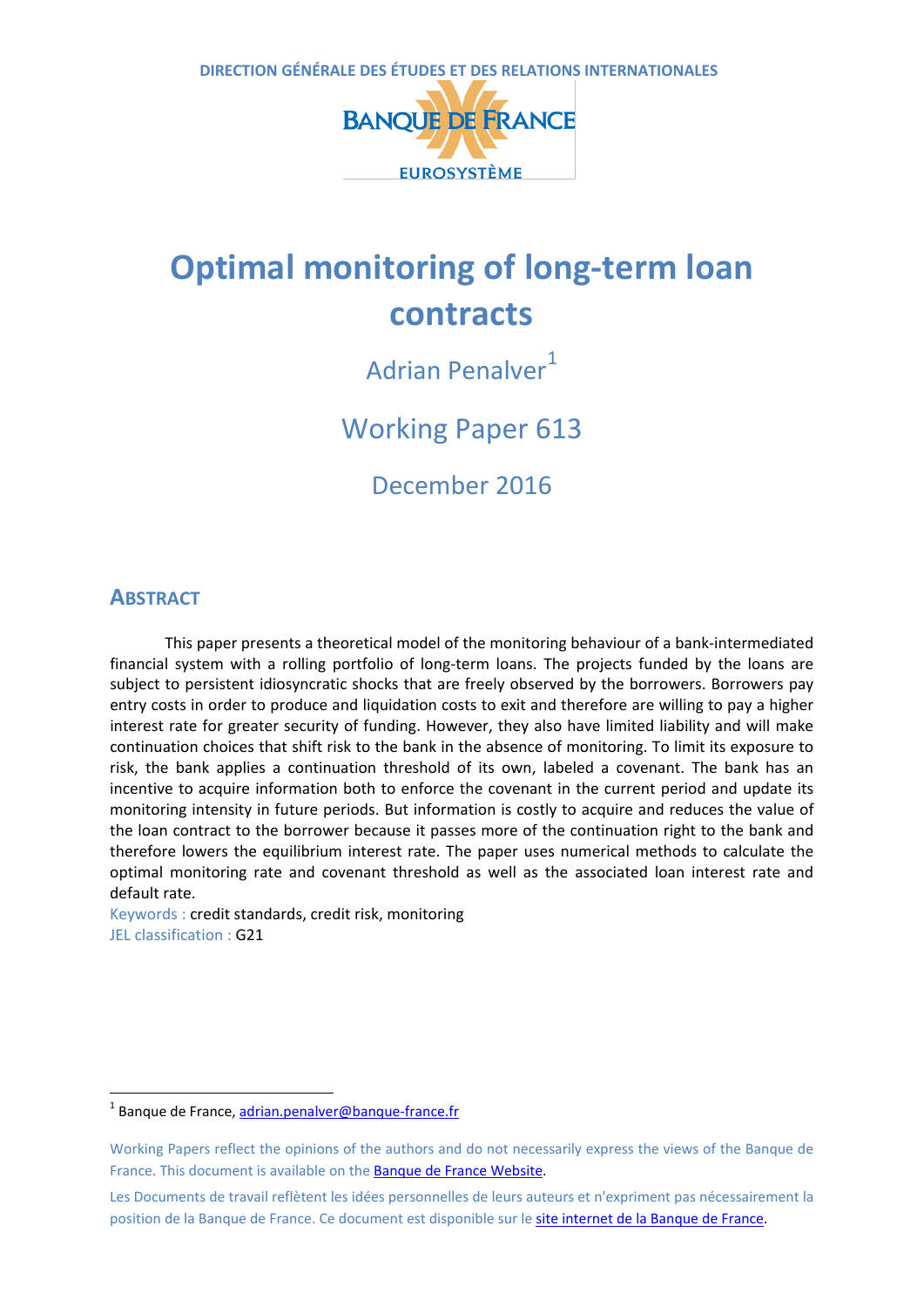DIRECTION GÉNÉRALE DES ÉTUDES ET DES RELATIONS INTERNATIONALES

BANQUE DE FRANCE

EUROSYSTÈME

# Optimal monitoring of long-term loan contracts

Adrian Penalver[1]

Working Paper 613

December 2016

## ABSTRACT

This paper presents a theoretical model of the monitoring behaviour of a bank-intermediated financial system with a rolling portfolio of long-term loans. The projects funded by the loans are subject to persistent idiosyncratic shocks that are freely observed by the borrowers. Borrowers pay entry costs in order to produce and liquidation costs to exit and therefore are willing to pay a higher interest rate for greater security of funding. However, they also have limited liability and will make continuation choices that shift risk to the bank in the absence of monitoring. To limit its exposure to risk, the bank applies a continuation threshold of its own, labeled a covenant. The bank has an incentive to acquire information both to enforce the covenant in the current period and update its monitoring intensity in future periods. But information is costly to acquire and reduces the value of the loan contract to the borrower because it passes more of the continuation right to the bank and therefore lowers the equilibrium interest rate. The paper uses numerical methods to calculate the optimal monitoring rate and covenant threshold as well as the associated loan interest rate and default rate.

Keywords : credit standards, credit risk, monitoring

JEL classification : G21

[1] Banque de France, adrian.penalver@banque-france.fr

Working Papers reflect the opinions of the authors and do not necessarily express the views of the Banque de France. This document is available on the Banque de France Website.

Les Documents de travail reflètent les idées personnelles de leurs auteurs et n'expriment pas nécessairement la position de la Banque de France. Ce document est disponible sur le site internet de la Banque de France.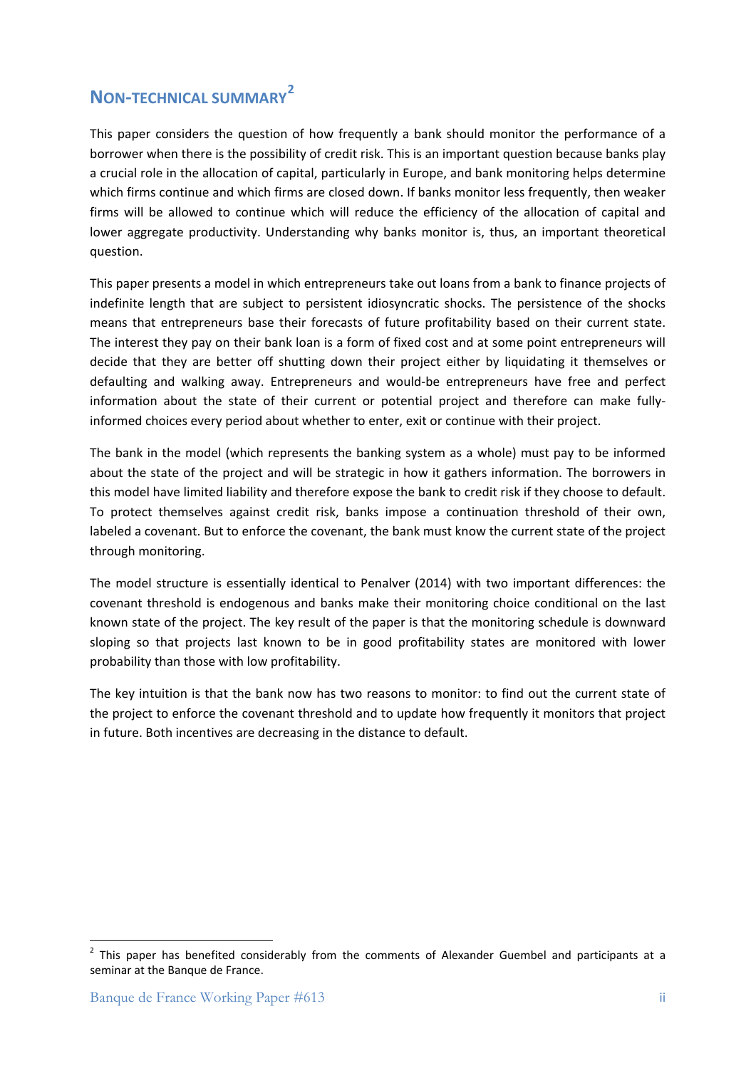## NON-TECHNICAL SUMMARY[2]

This paper considers the question of how frequently a bank should monitor the performance of a borrower when there is the possibility of credit risk. This is an important question because banks play a crucial role in the allocation of capital, particularly in Europe, and bank monitoring helps determine which firms continue and which firms are closed down. If banks monitor less frequently, then weaker firms will be allowed to continue which will reduce the efficiency of the allocation of capital and lower aggregate productivity. Understanding why banks monitor is, thus, an important theoretical question.

This paper presents a model in which entrepreneurs take out loans from a bank to finance projects of indefinite length that are subject to persistent idiosyncratic shocks. The persistence of the shocks means that entrepreneurs base their forecasts of future profitability based on their current state. The interest they pay on their bank loan is a form of fixed cost and at some point entrepreneurs will decide that they are better off shutting down their project either by liquidating it themselves or defaulting and walking away. Entrepreneurs and would-be entrepreneurs have free and perfect information about the state of their current or potential project and therefore can make fully-informed choices every period about whether to enter, exit or continue with their project.

The bank in the model (which represents the banking system as a whole) must pay to be informed about the state of the project and will be strategic in how it gathers information. The borrowers in this model have limited liability and therefore expose the bank to credit risk if they choose to default. To protect themselves against credit risk, banks impose a continuation threshold of their own, labeled a covenant. But to enforce the covenant, the bank must know the current state of the project through monitoring.

The model structure is essentially identical to Penalver (2014) with two important differences: the covenant threshold is endogenous and banks make their monitoring choice conditional on the last known state of the project. The key result of the paper is that the monitoring schedule is downward sloping so that projects last known to be in good profitability states are monitored with lower probability than those with low profitability.

The key intuition is that the bank now has two reasons to monitor: to find out the current state of the project to enforce the covenant threshold and to update how frequently it monitors that project in future. Both incentives are decreasing in the distance to default.

---

[2] This paper has benefited considerably from the comments of Alexander Guembel and participants at a seminar at the Banque de France.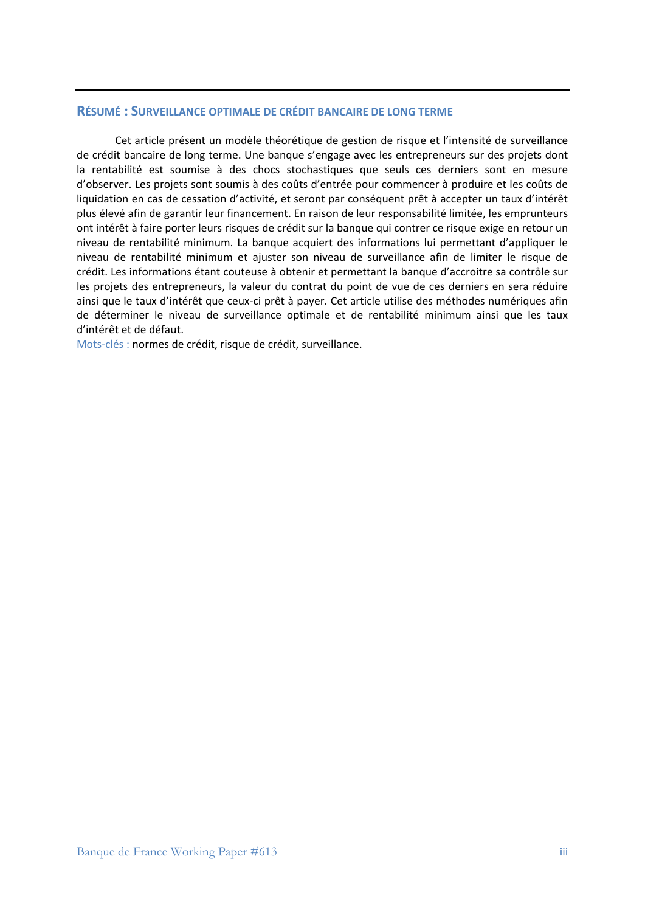## RÉSUMÉ : SURVEILLANCE OPTIMALE DE CRÉDIT BANCAIRE DE LONG TERME

Cet article présent un modèle théorétique de gestion de risque et l'intensité de surveillance de crédit bancaire de long terme. Une banque s'engage avec les entrepreneurs sur des projets dont la rentabilité est soumise à des chocs stochastiques que seuls ces derniers sont en mesure d'observer. Les projets sont soumis à des coûts d'entrée pour commencer à produire et les coûts de liquidation en cas de cessation d'activité, et seront par conséquent prêt à accepter un taux d'intérêt plus élevé afin de garantir leur financement. En raison de leur responsabilité limitée, les emprunteurs ont intérêt à faire porter leurs risques de crédit sur la banque qui contrer ce risque exige en retour un niveau de rentabilité minimum. La banque acquiert des informations lui permettant d'appliquer le niveau de rentabilité minimum et ajuster son niveau de surveillance afin de limiter le risque de crédit. Les informations étant couteuse à obtenir et permettant la banque d'accroitre sa contrôle sur les projets des entrepreneurs, la valeur du contrat du point de vue de ces derniers en sera réduire ainsi que le taux d'intérêt que ceux-ci prêt à payer. Cet article utilise des méthodes numériques afin de déterminer le niveau de surveillance optimale et de rentabilité minimum ainsi que les taux d'intérêt et de défaut.

Mots-clés : normes de crédit, risque de crédit, surveillance.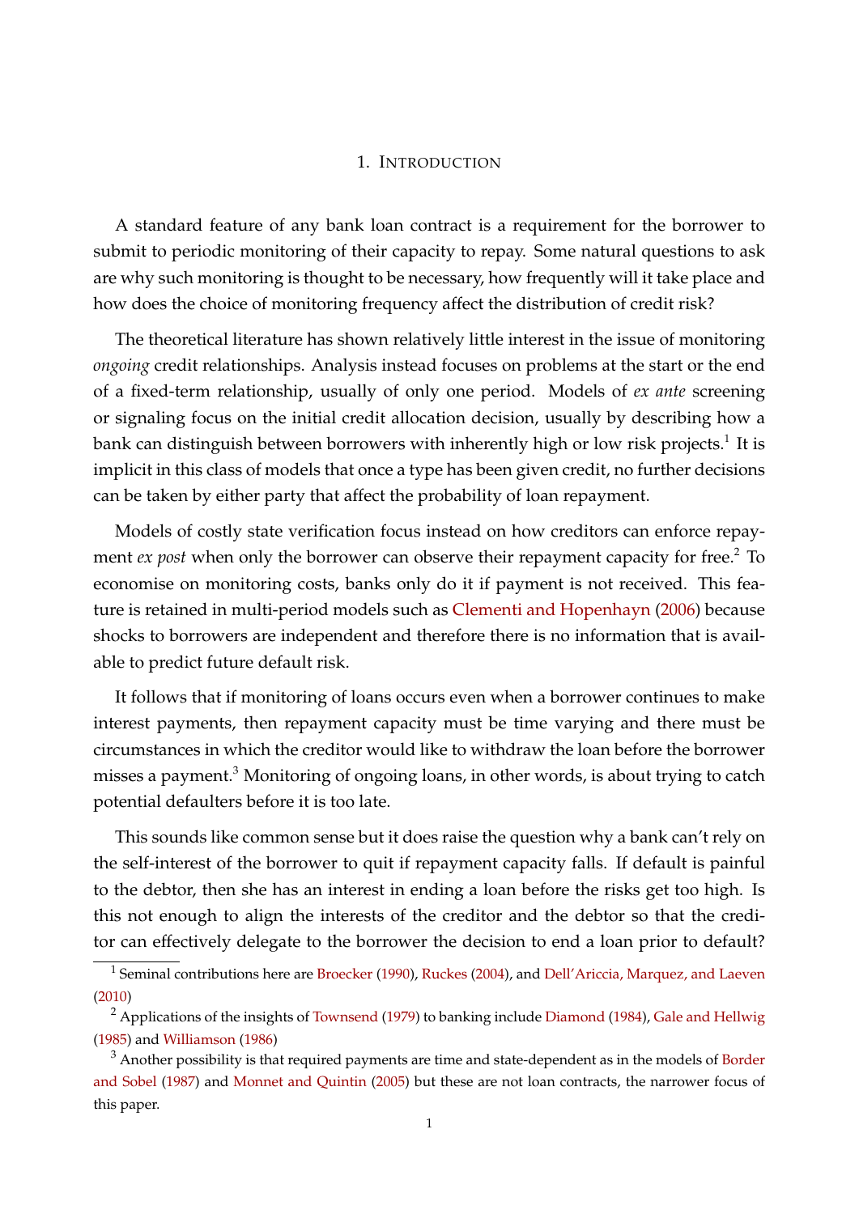# 1. Introduction

A standard feature of any bank loan contract is a requirement for the borrower to submit to periodic monitoring of their capacity to repay. Some natural questions to ask are why such monitoring is thought to be necessary, how frequently will it take place and how does the choice of monitoring frequency affect the distribution of credit risk?

The theoretical literature has shown relatively little interest in the issue of monitoring *ongoing* credit relationships. Analysis instead focuses on problems at the start or the end of a fixed-term relationship, usually of only one period. Models of *ex ante* screening or signaling focus on the initial credit allocation decision, usually by describing how a bank can distinguish between borrowers with inherently high or low risk projects.[1] It is implicit in this class of models that once a type has been given credit, no further decisions can be taken by either party that affect the probability of loan repayment.

Models of costly state verification focus instead on how creditors can enforce repayment *ex post* when only the borrower can observe their repayment capacity for free.[2] To economise on monitoring costs, banks only do it if payment is not received. This feature is retained in multi-period models such as Clementi and Hopenhayn (2006) because shocks to borrowers are independent and therefore there is no information that is available to predict future default risk.

It follows that if monitoring of loans occurs even when a borrower continues to make interest payments, then repayment capacity must be time varying and there must be circumstances in which the creditor would like to withdraw the loan before the borrower misses a payment.[3] Monitoring of ongoing loans, in other words, is about trying to catch potential defaulters before it is too late.

This sounds like common sense but it does raise the question why a bank can't rely on the self-interest of the borrower to quit if repayment capacity falls. If default is painful to the debtor, then she has an interest in ending a loan before the risks get too high. Is this not enough to align the interests of the creditor and the debtor so that the creditor can effectively delegate to the borrower the decision to end a loan prior to default?

[1] Seminal contributions here are Broecker (1990), Ruckes (2004), and Dell'Ariccia, Marquez, and Laeven (2010)

[2] Applications of the insights of Townsend (1979) to banking include Diamond (1984), Gale and Hellwig (1985) and Williamson (1986)

[3] Another possibility is that required payments are time and state-dependent as in the models of Border and Sobel (1987) and Monnet and Quintin (2005) but these are not loan contracts, the narrower focus of this paper.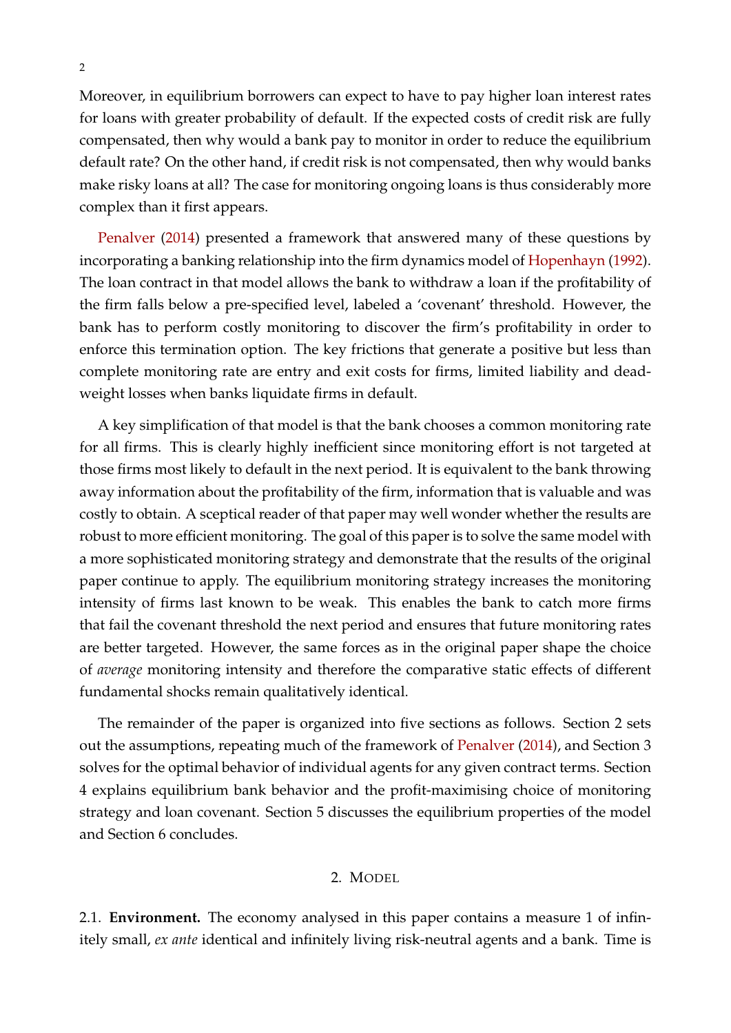Moreover, in equilibrium borrowers can expect to have to pay higher loan interest rates for loans with greater probability of default. If the expected costs of credit risk are fully compensated, then why would a bank pay to monitor in order to reduce the equilibrium default rate? On the other hand, if credit risk is not compensated, then why would banks make risky loans at all? The case for monitoring ongoing loans is thus considerably more complex than it first appears.

Penalver (2014) presented a framework that answered many of these questions by incorporating a banking relationship into the firm dynamics model of Hopenhayn (1992). The loan contract in that model allows the bank to withdraw a loan if the profitability of the firm falls below a pre-specified level, labeled a 'covenant' threshold. However, the bank has to perform costly monitoring to discover the firm's profitability in order to enforce this termination option. The key frictions that generate a positive but less than complete monitoring rate are entry and exit costs for firms, limited liability and deadweight losses when banks liquidate firms in default.

A key simplification of that model is that the bank chooses a common monitoring rate for all firms. This is clearly highly inefficient since monitoring effort is not targeted at those firms most likely to default in the next period. It is equivalent to the bank throwing away information about the profitability of the firm, information that is valuable and was costly to obtain. A sceptical reader of that paper may well wonder whether the results are robust to more efficient monitoring. The goal of this paper is to solve the same model with a more sophisticated monitoring strategy and demonstrate that the results of the original paper continue to apply. The equilibrium monitoring strategy increases the monitoring intensity of firms last known to be weak. This enables the bank to catch more firms that fail the covenant threshold the next period and ensures that future monitoring rates are better targeted. However, the same forces as in the original paper shape the choice of *average* monitoring intensity and therefore the comparative static effects of different fundamental shocks remain qualitatively identical.

The remainder of the paper is organized into five sections as follows. Section 2 sets out the assumptions, repeating much of the framework of Penalver (2014), and Section 3 solves for the optimal behavior of individual agents for any given contract terms. Section 4 explains equilibrium bank behavior and the profit-maximising choice of monitoring strategy and loan covenant. Section 5 discusses the equilibrium properties of the model and Section 6 concludes.

## 2. Model

2.1. **Environment.** The economy analysed in this paper contains a measure 1 of infinitely small, *ex ante* identical and infinitely living risk-neutral agents and a bank. Time is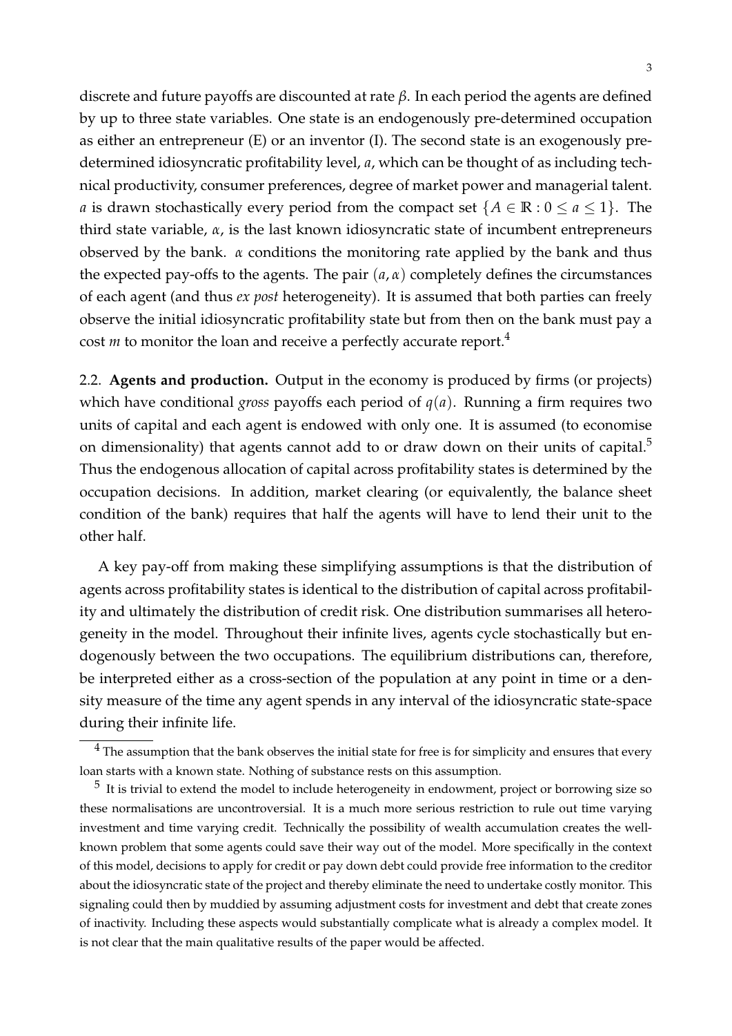discrete and future payoffs are discounted at rate $\beta$. In each period the agents are defined by up to three state variables. One state is an endogenously pre-determined occupation as either an entrepreneur (E) or an inventor (I). The second state is an exogenously pre-determined idiosyncratic profitability level, $a$, which can be thought of as including technical productivity, consumer preferences, degree of market power and managerial talent. $a$ is drawn stochastically every period from the compact set $\{A \in \mathbb{R} : 0 \leq a \leq 1\}$. The third state variable, $\alpha$, is the last known idiosyncratic state of incumbent entrepreneurs observed by the bank. $\alpha$ conditions the monitoring rate applied by the bank and thus the expected pay-offs to the agents. The pair $(a, \alpha)$ completely defines the circumstances of each agent (and thus *ex post* heterogeneity). It is assumed that both parties can freely observe the initial idiosyncratic profitability state but from then on the bank must pay a cost $m$ to monitor the loan and receive a perfectly accurate report.[4]

2.2. **Agents and production.** Output in the economy is produced by firms (or projects) which have conditional *gross* payoffs each period of $q(a)$. Running a firm requires two units of capital and each agent is endowed with only one. It is assumed (to economise on dimensionality) that agents cannot add to or draw down on their units of capital.[5] Thus the endogenous allocation of capital across profitability states is determined by the occupation decisions. In addition, market clearing (or equivalently, the balance sheet condition of the bank) requires that half the agents will have to lend their unit to the other half.

A key pay-off from making these simplifying assumptions is that the distribution of agents across profitability states is identical to the distribution of capital across profitability and ultimately the distribution of credit risk. One distribution summarises all heterogeneity in the model. Throughout their infinite lives, agents cycle stochastically but endogenously between the two occupations. The equilibrium distributions can, therefore, be interpreted either as a cross-section of the population at any point in time or a density measure of the time any agent spends in any interval of the idiosyncratic state-space during their infinite life.

---

[4] The assumption that the bank observes the initial state for free is for simplicity and ensures that every loan starts with a known state. Nothing of substance rests on this assumption.

[5] It is trivial to extend the model to include heterogeneity in endowment, project or borrowing size so these normalisations are uncontroversial. It is a much more serious restriction to rule out time varying investment and time varying credit. Technically the possibility of wealth accumulation creates the well-known problem that some agents could save their way out of the model. More specifically in the context of this model, decisions to apply for credit or pay down debt could provide free information to the creditor about the idiosyncratic state of the project and thereby eliminate the need to undertake costly monitor. This signaling could then by muddied by assuming adjustment costs for investment and debt that create zones of inactivity. Including these aspects would substantially complicate what is already a complex model. It is not clear that the main qualitative results of the paper would be affected.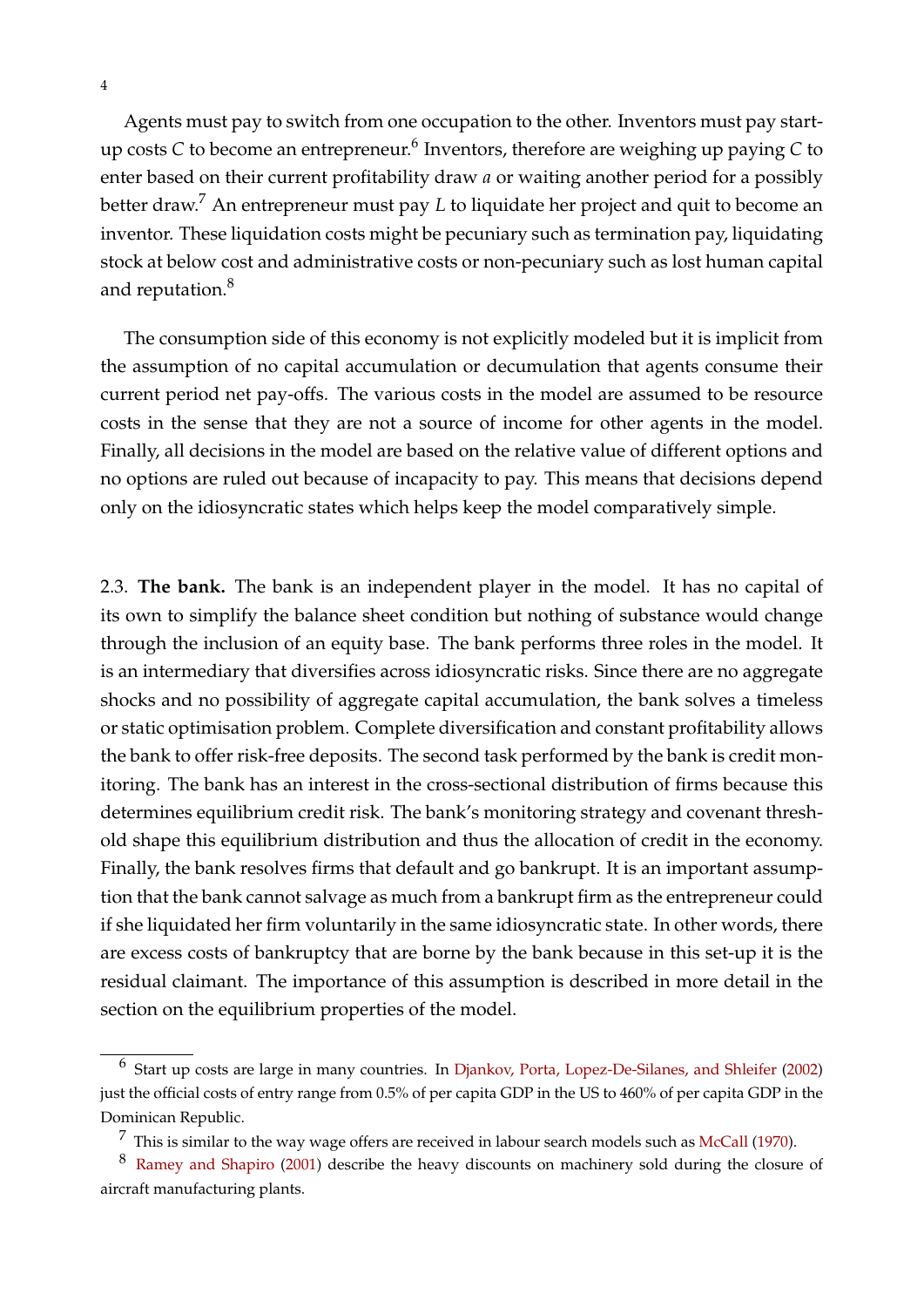Agents must pay to switch from one occupation to the other. Inventors must pay start-up costs $C$ to become an entrepreneur.[6] Inventors, therefore are weighing up paying $C$ to enter based on their current profitability draw $a$ or waiting another period for a possibly better draw.[7] An entrepreneur must pay $L$ to liquidate her project and quit to become an inventor. These liquidation costs might be pecuniary such as termination pay, liquidating stock at below cost and administrative costs or non-pecuniary such as lost human capital and reputation.[8]

The consumption side of this economy is not explicitly modeled but it is implicit from the assumption of no capital accumulation or decumulation that agents consume their current period net pay-offs. The various costs in the model are assumed to be resource costs in the sense that they are not a source of income for other agents in the model. Finally, all decisions in the model are based on the relative value of different options and no options are ruled out because of incapacity to pay. This means that decisions depend only on the idiosyncratic states which helps keep the model comparatively simple.

2.3. **The bank.** The bank is an independent player in the model. It has no capital of its own to simplify the balance sheet condition but nothing of substance would change through the inclusion of an equity base. The bank performs three roles in the model. It is an intermediary that diversifies across idiosyncratic risks. Since there are no aggregate shocks and no possibility of aggregate capital accumulation, the bank solves a timeless or static optimisation problem. Complete diversification and constant profitability allows the bank to offer risk-free deposits. The second task performed by the bank is credit monitoring. The bank has an interest in the cross-sectional distribution of firms because this determines equilibrium credit risk. The bank's monitoring strategy and covenant threshold shape this equilibrium distribution and thus the allocation of credit in the economy. Finally, the bank resolves firms that default and go bankrupt. It is an important assumption that the bank cannot salvage as much from a bankrupt firm as the entrepreneur could if she liquidated her firm voluntarily in the same idiosyncratic state. In other words, there are excess costs of bankruptcy that are borne by the bank because in this set-up it is the residual claimant. The importance of this assumption is described in more detail in the section on the equilibrium properties of the model.

[6] Start up costs are large in many countries. In Djankov, Porta, Lopez-De-Silanes, and Shleifer (2002) just the official costs of entry range from 0.5% of per capita GDP in the US to 460% of per capita GDP in the Dominican Republic.

[7] This is similar to the way wage offers are received in labour search models such as McCall (1970).

[8] Ramey and Shapiro (2001) describe the heavy discounts on machinery sold during the closure of aircraft manufacturing plants.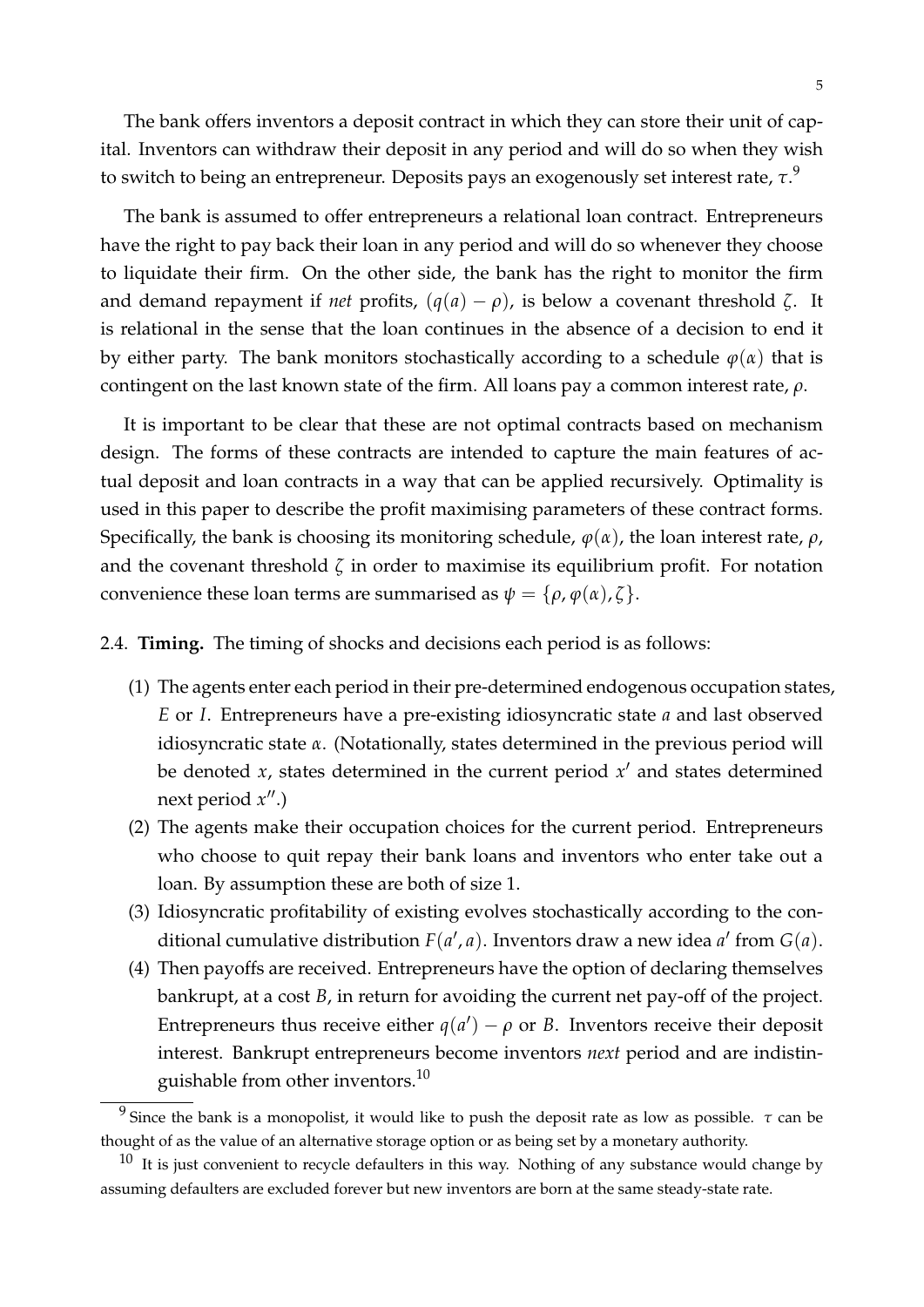The bank offers inventors a deposit contract in which they can store their unit of capital. Inventors can withdraw their deposit in any period and will do so when they wish to switch to being an entrepreneur. Deposits pays an exogenously set interest rate, $\tau$.[9]

The bank is assumed to offer entrepreneurs a relational loan contract. Entrepreneurs have the right to pay back their loan in any period and will do so whenever they choose to liquidate their firm. On the other side, the bank has the right to monitor the firm and demand repayment if *net* profits, $(q(a) - \rho)$, is below a covenant threshold $\zeta$. It is relational in the sense that the loan continues in the absence of a decision to end it by either party. The bank monitors stochastically according to a schedule $\varphi(\alpha)$ that is contingent on the last known state of the firm. All loans pay a common interest rate, $\rho$.

It is important to be clear that these are not optimal contracts based on mechanism design. The forms of these contracts are intended to capture the main features of actual deposit and loan contracts in a way that can be applied recursively. Optimality is used in this paper to describe the profit maximising parameters of these contract forms. Specifically, the bank is choosing its monitoring schedule, $\varphi(\alpha)$, the loan interest rate, $\rho$, and the covenant threshold $\zeta$ in order to maximise its equilibrium profit. For notation convenience these loan terms are summarised as $\psi = \{\rho, \varphi(\alpha), \zeta\}$.

2.4. **Timing.** The timing of shocks and decisions each period is as follows:

(1) The agents enter each period in their pre-determined endogenous occupation states, $E$ or $I$. Entrepreneurs have a pre-existing idiosyncratic state $a$ and last observed idiosyncratic state $\alpha$. (Notationally, states determined in the previous period will be denoted $x$, states determined in the current period $x'$ and states determined next period $x''$.)

(2) The agents make their occupation choices for the current period. Entrepreneurs who choose to quit repay their bank loans and inventors who enter take out a loan. By assumption these are both of size 1.

(3) Idiosyncratic profitability of existing evolves stochastically according to the conditional cumulative distribution $F(a', a)$. Inventors draw a new idea $a'$ from $G(a)$.

(4) Then payoffs are received. Entrepreneurs have the option of declaring themselves bankrupt, at a cost $B$, in return for avoiding the current net pay-off of the project. Entrepreneurs thus receive either $q(a') - \rho$ or $B$. Inventors receive their deposit interest. Bankrupt entrepreneurs become inventors *next* period and are indistinguishable from other inventors.[10]

---

[9] Since the bank is a monopolist, it would like to push the deposit rate as low as possible. $\tau$ can be thought of as the value of an alternative storage option or as being set by a monetary authority.

[10] It is just convenient to recycle defaulters in this way. Nothing of any substance would change by assuming defaulters are excluded forever but new inventors are born at the same steady-state rate.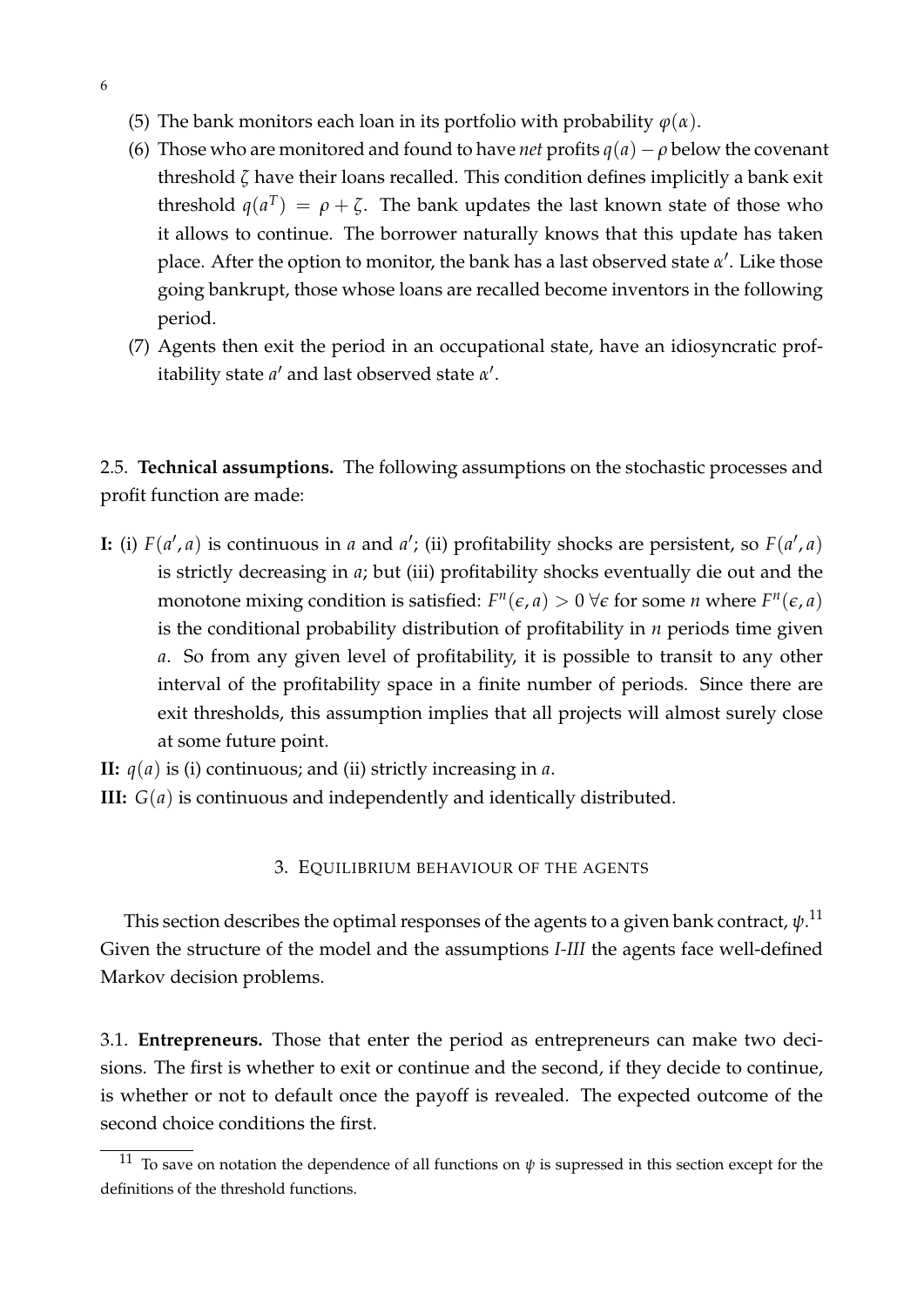(5) The bank monitors each loan in its portfolio with probability $\varphi(\alpha)$.

(6) Those who are monitored and found to have *net* profits $q(a) - \rho$ below the covenant threshold $\zeta$ have their loans recalled. This condition defines implicitly a bank exit threshold $q(a^T) = \rho + \zeta$. The bank updates the last known state of those who it allows to continue. The borrower naturally knows that this update has taken place. After the option to monitor, the bank has a last observed state $\alpha'$. Like those going bankrupt, those whose loans are recalled become inventors in the following period.

(7) Agents then exit the period in an occupational state, have an idiosyncratic profitability state $a'$ and last observed state $\alpha'$.

## 2.5. Technical assumptions.

The following assumptions on the stochastic processes and profit function are made:

**I:** (i) $F(a', a)$ is continuous in $a$ and $a'$; (ii) profitability shocks are persistent, so $F(a', a)$ is strictly decreasing in $a$; but (iii) profitability shocks eventually die out and the monotone mixing condition is satisfied: $F^n(\epsilon, a) > 0 \; \forall \epsilon$ for some $n$ where $F^n(\epsilon, a)$ is the conditional probability distribution of profitability in $n$ periods time given $a$. So from any given level of profitability, it is possible to transit to any other interval of the profitability space in a finite number of periods. Since there are exit thresholds, this assumption implies that all projects will almost surely close at some future point.

**II:** $q(a)$ is (i) continuous; and (ii) strictly increasing in $a$.

**III:** $G(a)$ is continuous and independently and identically distributed.

# 3. Equilibrium behaviour of the agents

This section describes the optimal responses of the agents to a given bank contract, $\psi$.[11] Given the structure of the model and the assumptions *I-III* the agents face well-defined Markov decision problems.

## 3.1. Entrepreneurs.

Those that enter the period as entrepreneurs can make two decisions. The first is whether to exit or continue and the second, if they decide to continue, is whether or not to default once the payoff is revealed. The expected outcome of the second choice conditions the first.

[11] To save on notation the dependence of all functions on $\psi$ is supressed in this section except for the definitions of the threshold functions.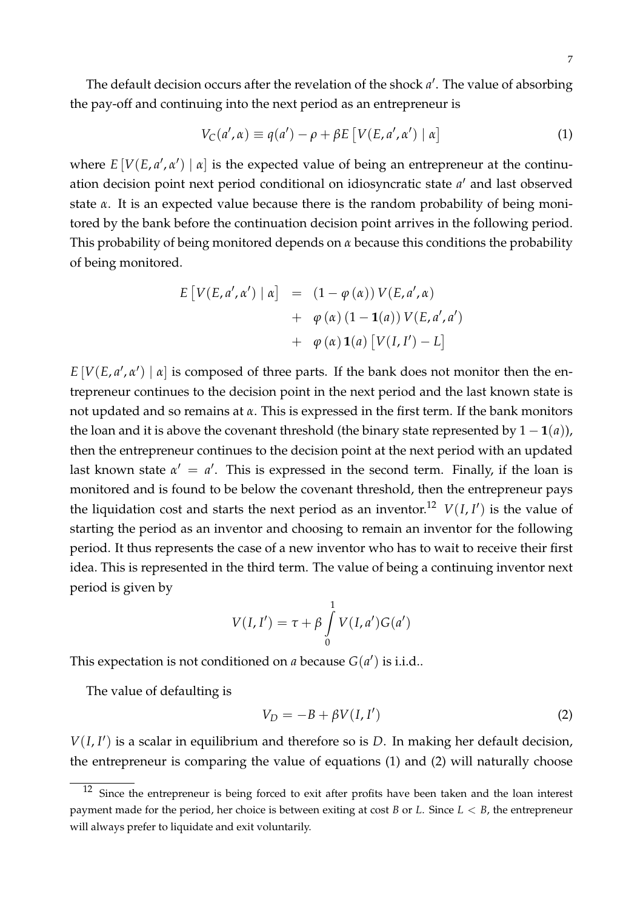The default decision occurs after the revelation of the shock $a'$. The value of absorbing the pay-off and continuing into the next period as an entrepreneur is

$$V_C(a', \alpha) \equiv q(a') - \rho + \beta E\left[V(E, a', \alpha') \mid \alpha\right] \tag{1}$$

where $E\left[V(E, a', \alpha') \mid \alpha\right]$ is the expected value of being an entrepreneur at the continuation decision point next period conditional on idiosyncratic state $a'$ and last observed state $\alpha$. It is an expected value because there is the random probability of being monitored by the bank before the continuation decision point arrives in the following period. This probability of being monitored depends on $\alpha$ because this conditions the probability of being monitored.

$$\begin{aligned} E\left[V(E, a', \alpha') \mid \alpha\right] &= (1 - \varphi(\alpha)) V(E, a', \alpha) \\ &+ \varphi(\alpha)(1 - \mathbf{1}(a)) V(E, a', a') \\ &+ \varphi(\alpha) \mathbf{1}(a) \left[V(I, I') - L\right] \end{aligned}$$

$E\left[V(E, a', \alpha') \mid \alpha\right]$ is composed of three parts. If the bank does not monitor then the entrepreneur continues to the decision point in the next period and the last known state is not updated and so remains at $\alpha$. This is expressed in the first term. If the bank monitors the loan and it is above the covenant threshold (the binary state represented by $1 - \mathbf{1}(a)$), then the entrepreneur continues to the decision point at the next period with an updated last known state $\alpha' = a'$. This is expressed in the second term. Finally, if the loan is monitored and is found to be below the covenant threshold, then the entrepreneur pays the liquidation cost and starts the next period as an inventor.[12] $V(I, I')$ is the value of starting the period as an inventor and choosing to remain an inventor for the following period. It thus represents the case of a new inventor who has to wait to receive their first idea. This is represented in the third term. The value of being a continuing inventor next period is given by

$$V(I, I') = \tau + \beta \int_0^1 V(I, a') G(a')$$

This expectation is not conditioned on $a$ because $G(a')$ is i.i.d..

The value of defaulting is

$$V_D = -B + \beta V(I, I') \tag{2}$$

$V(I, I')$ is a scalar in equilibrium and therefore so is $D$. In making her default decision, the entrepreneur is comparing the value of equations (1) and (2) will naturally choose

[12] Since the entrepreneur is being forced to exit after profits have been taken and the loan interest payment made for the period, her choice is between exiting at cost $B$ or $L$. Since $L < B$, the entrepreneur will always prefer to liquidate and exit voluntarily.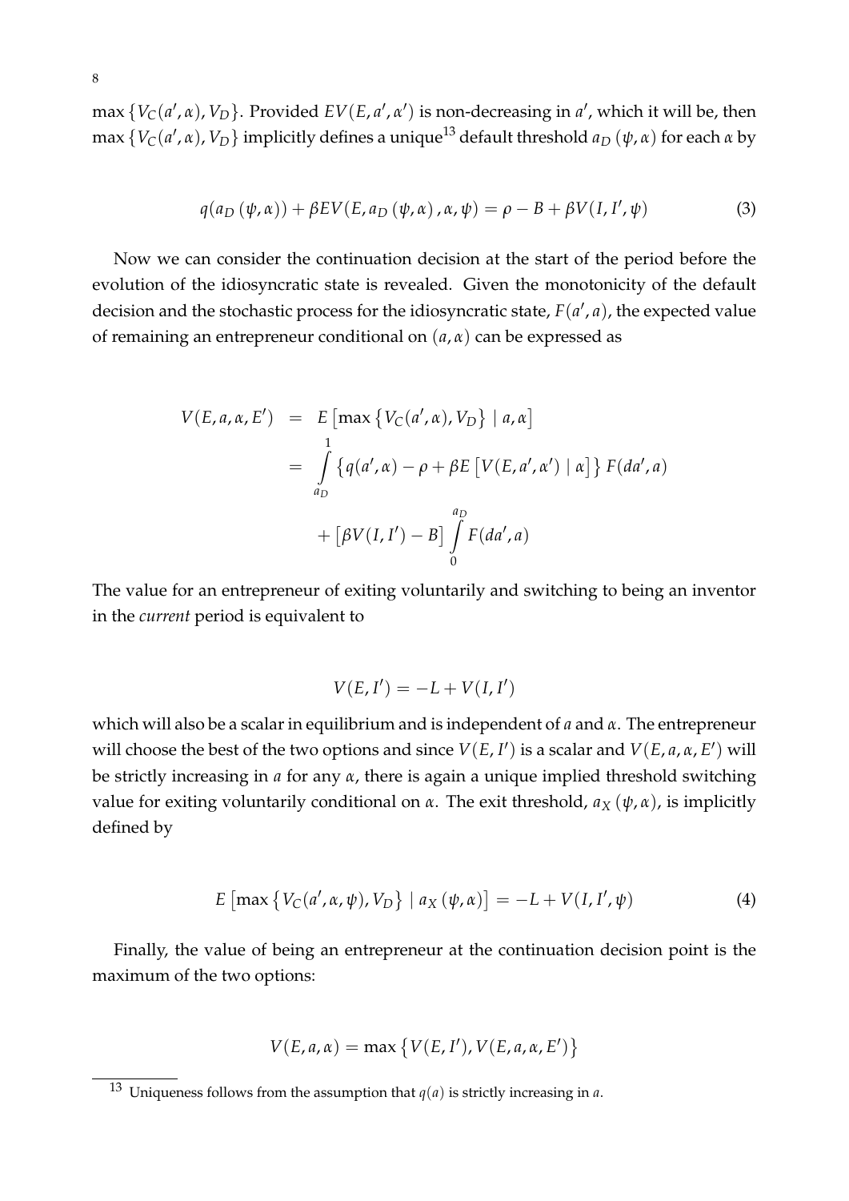$\max\{V_C(a', \alpha), V_D\}$. Provided $EV(E, a', \alpha')$ is non-decreasing in $a'$, which it will be, then $\max\{V_C(a', \alpha), V_D\}$ implicitly defines a unique[13] default threshold $a_D(\psi, \alpha)$ for each $\alpha$ by

$$q(a_D(\psi, \alpha)) + \beta EV(E, a_D(\psi, \alpha), \alpha, \psi) = \rho - B + \beta V(I, I', \psi) \tag{3}$$

Now we can consider the continuation decision at the start of the period before the evolution of the idiosyncratic state is revealed. Given the monotonicity of the default decision and the stochastic process for the idiosyncratic state, $F(a', a)$, the expected value of remaining an entrepreneur conditional on $(a, \alpha)$ can be expressed as

$$\begin{aligned}
V(E, a, \alpha, E') &= E\left[\max\left\{V_C(a', \alpha), V_D\right\} \mid a, \alpha\right] \\
&= \int_{a_D}^{1} \left\{q(a', \alpha) - \rho + \beta E\left[V(E, a', \alpha') \mid \alpha\right]\right\} F(da', a) \\
&\quad + \left[\beta V(I, I') - B\right] \int_{0}^{a_D} F(da', a)
\end{aligned}$$

The value for an entrepreneur of exiting voluntarily and switching to being an inventor in the *current* period is equivalent to

$$V(E, I') = -L + V(I, I')$$

which will also be a scalar in equilibrium and is independent of $a$ and $\alpha$. The entrepreneur will choose the best of the two options and since $V(E, I')$ is a scalar and $V(E, a, \alpha, E')$ will be strictly increasing in $a$ for any $\alpha$, there is again a unique implied threshold switching value for exiting voluntarily conditional on $\alpha$. The exit threshold, $a_X(\psi, \alpha)$, is implicitly defined by

$$E\left[\max\left\{V_C(a', \alpha, \psi), V_D\right\} \mid a_X(\psi, \alpha)\right] = -L + V(I, I', \psi) \tag{4}$$

Finally, the value of being an entrepreneur at the continuation decision point is the maximum of the two options:

$$V(E, a, \alpha) = \max\left\{V(E, I'), V(E, a, \alpha, E')\right\}$$

[13] Uniqueness follows from the assumption that $q(a)$ is strictly increasing in $a$.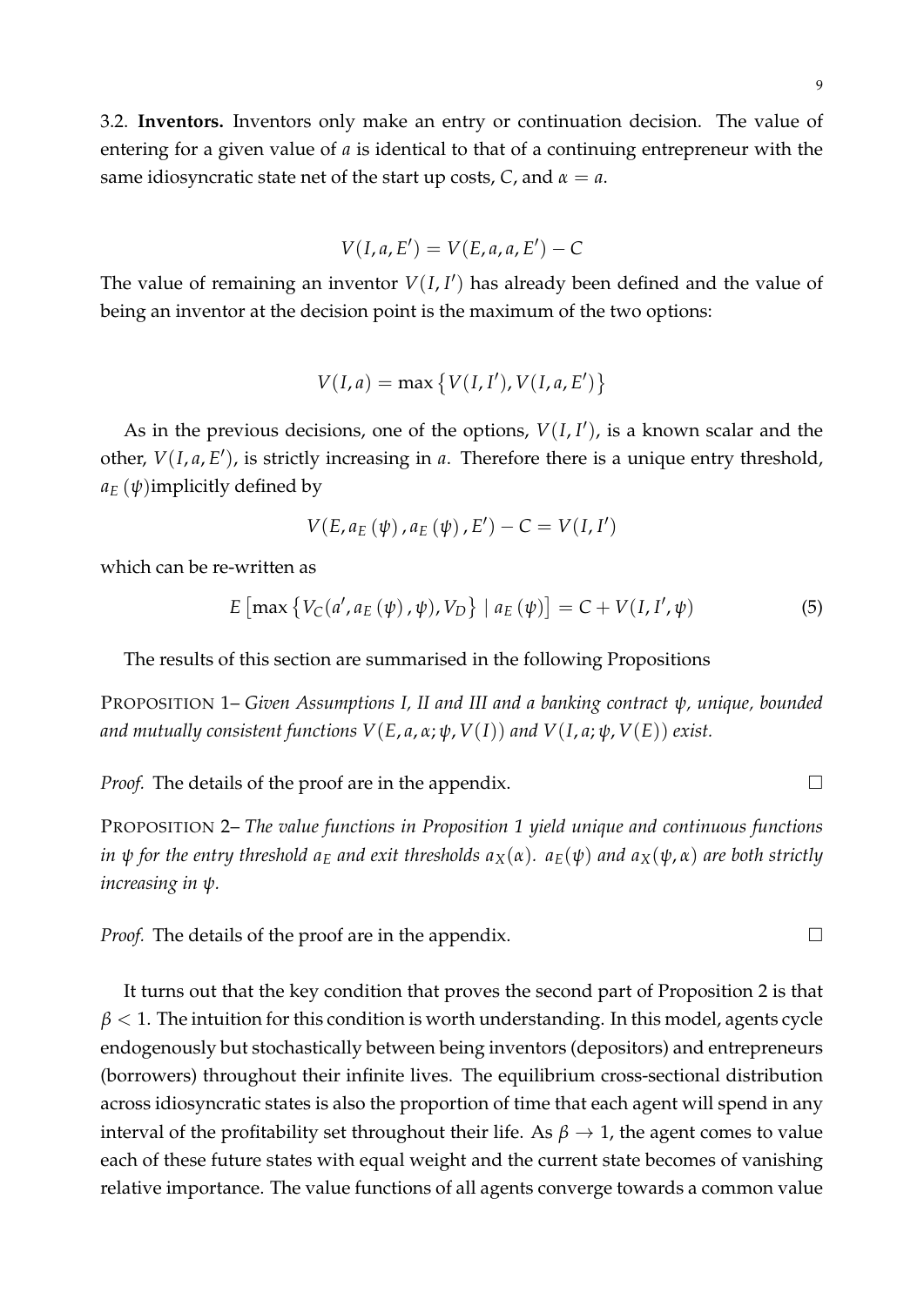3.2. **Inventors.** Inventors only make an entry or continuation decision. The value of entering for a given value of $a$ is identical to that of a continuing entrepreneur with the same idiosyncratic state net of the start up costs, $C$, and $\alpha = a$.

$$V(I, a, E') = V(E, a, a, E') - C$$

The value of remaining an inventor $V(I, I')$ has already been defined and the value of being an inventor at the decision point is the maximum of the two options:

$$V(I, a) = \max\left\{V(I, I'), V(I, a, E')\right\}$$

As in the previous decisions, one of the options, $V(I, I')$, is a known scalar and the other, $V(I, a, E')$, is strictly increasing in $a$. Therefore there is a unique entry threshold, $a_E(\psi)$implicitly defined by

$$V(E, a_E(\psi), a_E(\psi), E') - C = V(I, I')$$

which can be re-written as

$$E\left[\max\left\{V_C(a', a_E(\psi), \psi), V_D\right\} \mid a_E(\psi)\right] = C + V(I, I', \psi) \tag{5}$$

The results of this section are summarised in the following Propositions

PROPOSITION 1– *Given Assumptions I, II and III and a banking contract $\psi$, unique, bounded and mutually consistent functions $V(E, a, \alpha; \psi, V(I))$ and $V(I, a; \psi, V(E))$ exist.*

*Proof.* The details of the proof are in the appendix. □

PROPOSITION 2– *The value functions in Proposition 1 yield unique and continuous functions in $\psi$ for the entry threshold $a_E$ and exit thresholds $a_X(\alpha)$. $a_E(\psi)$ and $a_X(\psi, \alpha)$ are both strictly increasing in $\psi$.*

*Proof.* The details of the proof are in the appendix. □

It turns out that the key condition that proves the second part of Proposition 2 is that $\beta < 1$. The intuition for this condition is worth understanding. In this model, agents cycle endogenously but stochastically between being inventors (depositors) and entrepreneurs (borrowers) throughout their infinite lives. The equilibrium cross-sectional distribution across idiosyncratic states is also the proportion of time that each agent will spend in any interval of the profitability set throughout their life. As $\beta \to 1$, the agent comes to value each of these future states with equal weight and the current state becomes of vanishing relative importance. The value functions of all agents converge towards a common value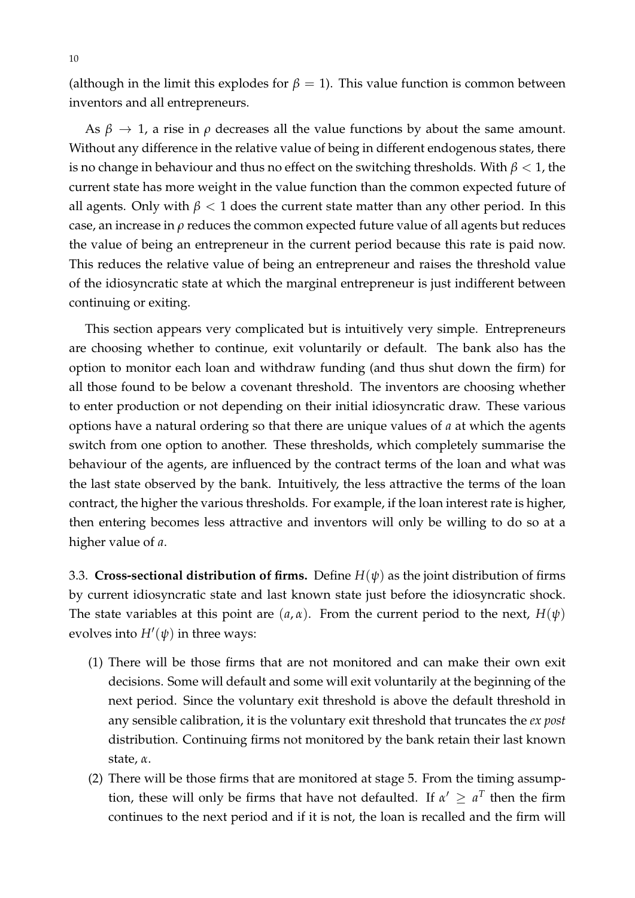(although in the limit this explodes for $\beta = 1$). This value function is common between inventors and all entrepreneurs.

As $\beta \to 1$, a rise in $\rho$ decreases all the value functions by about the same amount. Without any difference in the relative value of being in different endogenous states, there is no change in behaviour and thus no effect on the switching thresholds. With $\beta < 1$, the current state has more weight in the value function than the common expected future of all agents. Only with $\beta < 1$ does the current state matter than any other period. In this case, an increase in $\rho$ reduces the common expected future value of all agents but reduces the value of being an entrepreneur in the current period because this rate is paid now. This reduces the relative value of being an entrepreneur and raises the threshold value of the idiosyncratic state at which the marginal entrepreneur is just indifferent between continuing or exiting.

This section appears very complicated but is intuitively very simple. Entrepreneurs are choosing whether to continue, exit voluntarily or default. The bank also has the option to monitor each loan and withdraw funding (and thus shut down the firm) for all those found to be below a covenant threshold. The inventors are choosing whether to enter production or not depending on their initial idiosyncratic draw. These various options have a natural ordering so that there are unique values of $a$ at which the agents switch from one option to another. These thresholds, which completely summarise the behaviour of the agents, are influenced by the contract terms of the loan and what was the last state observed by the bank. Intuitively, the less attractive the terms of the loan contract, the higher the various thresholds. For example, if the loan interest rate is higher, then entering becomes less attractive and inventors will only be willing to do so at a higher value of $a$.

3.3. **Cross-sectional distribution of firms.** Define $H(\psi)$ as the joint distribution of firms by current idiosyncratic state and last known state just before the idiosyncratic shock. The state variables at this point are $(a, \alpha)$. From the current period to the next, $H(\psi)$ evolves into $H'(\psi)$ in three ways:

(1) There will be those firms that are not monitored and can make their own exit decisions. Some will default and some will exit voluntarily at the beginning of the next period. Since the voluntary exit threshold is above the default threshold in any sensible calibration, it is the voluntary exit threshold that truncates the *ex post* distribution. Continuing firms not monitored by the bank retain their last known state, $\alpha$.

(2) There will be those firms that are monitored at stage 5. From the timing assumption, these will only be firms that have not defaulted. If $\alpha' \geq a^T$ then the firm continues to the next period and if it is not, the loan is recalled and the firm will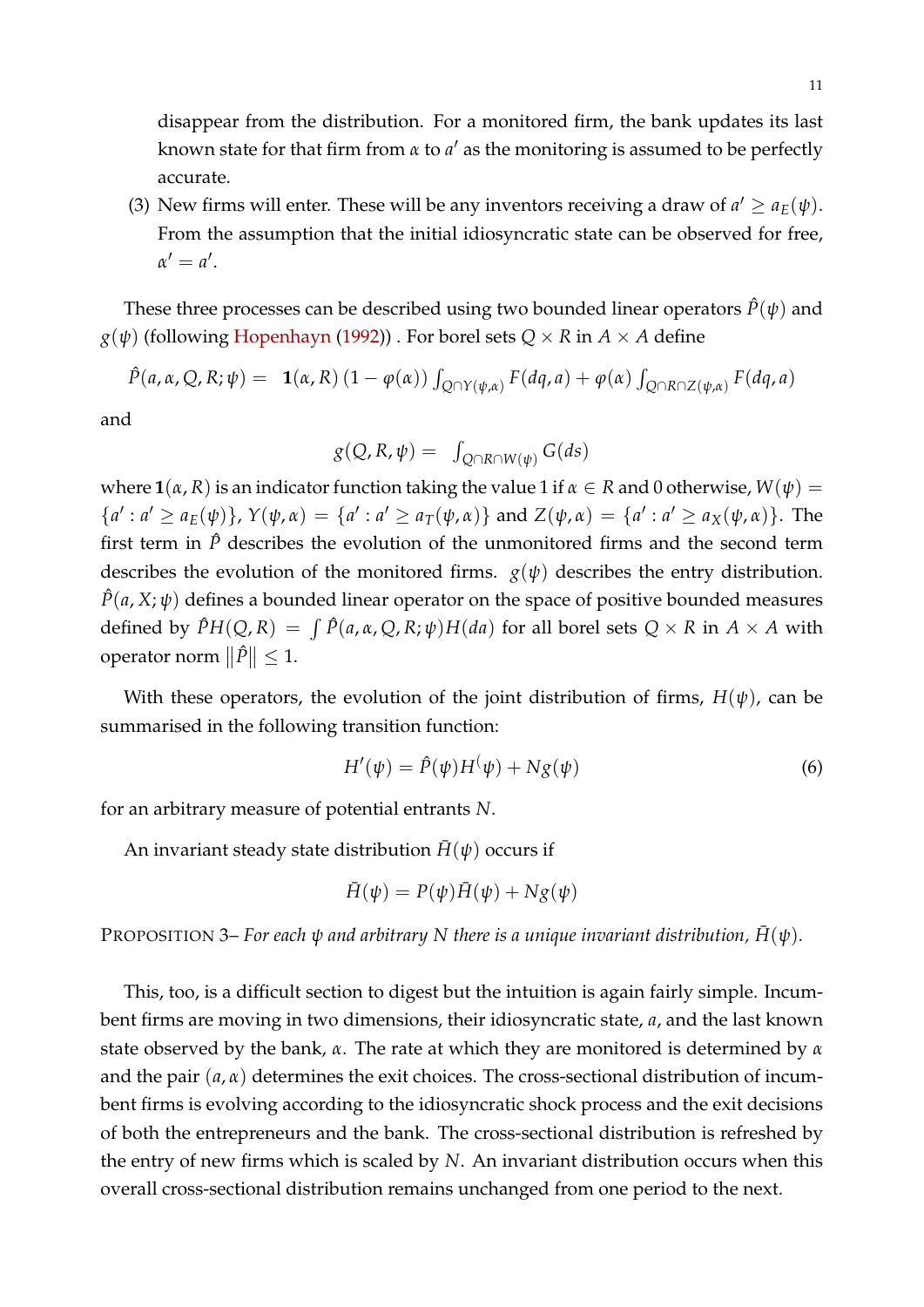disappear from the distribution. For a monitored firm, the bank updates its last known state for that firm from $\alpha$ to $a'$ as the monitoring is assumed to be perfectly accurate.

(3) New firms will enter. These will be any inventors receiving a draw of $a' \geq a_E(\psi)$. From the assumption that the initial idiosyncratic state can be observed for free, $\alpha' = a'$.

These three processes can be described using two bounded linear operators $\hat{P}(\psi)$ and $g(\psi)$ (following Hopenhayn (1992)) . For borel sets $Q \times R$ in $A \times A$ define

$$\hat{P}(a, \alpha, Q, R; \psi) = \ \mathbf{1}(\alpha, R) \left(1 - \varphi(\alpha)\right) \int_{Q \cap Y(\psi,\alpha)} F(dq, a) + \varphi(\alpha) \int_{Q \cap R \cap Z(\psi,\alpha)} F(dq, a)$$

and

$$g(Q, R, \psi) = \ \int_{Q \cap R \cap W(\psi)} G(ds)$$

where $\mathbf{1}(\alpha, R)$ is an indicator function taking the value 1 if $\alpha \in R$ and 0 otherwise, $W(\psi) = \{a' : a' \geq a_E(\psi)\}$, $Y(\psi, \alpha) = \{a' : a' \geq a_T(\psi, \alpha)\}$ and $Z(\psi, \alpha) = \{a' : a' \geq a_X(\psi, \alpha)\}$. The first term in $\hat{P}$ describes the evolution of the unmonitored firms and the second term describes the evolution of the monitored firms. $g(\psi)$ describes the entry distribution. $\hat{P}(a, X; \psi)$ defines a bounded linear operator on the space of positive bounded measures defined by $\hat{P}H(Q, R) = \int \hat{P}(a, \alpha, Q, R; \psi)H(da)$ for all borel sets $Q \times R$ in $A \times A$ with operator norm $\|\hat{P}\| \leq 1$.

With these operators, the evolution of the joint distribution of firms, $H(\psi)$, can be summarised in the following transition function:

$$H'(\psi) = \hat{P}(\psi)H^{(}\psi) + Ng(\psi) \tag{6}$$

for an arbitrary measure of potential entrants $N$.

An invariant steady state distribution $\bar{H}(\psi)$ occurs if

$$\bar{H}(\psi) = P(\psi)\bar{H}(\psi) + Ng(\psi)$$

PROPOSITION 3– *For each $\psi$ and arbitrary $N$ there is a unique invariant distribution, $\bar{H}(\psi)$.*

This, too, is a difficult section to digest but the intuition is again fairly simple. Incumbent firms are moving in two dimensions, their idiosyncratic state, $a$, and the last known state observed by the bank, $\alpha$. The rate at which they are monitored is determined by $\alpha$ and the pair $(a, \alpha)$ determines the exit choices. The cross-sectional distribution of incumbent firms is evolving according to the idiosyncratic shock process and the exit decisions of both the entrepreneurs and the bank. The cross-sectional distribution is refreshed by the entry of new firms which is scaled by $N$. An invariant distribution occurs when this overall cross-sectional distribution remains unchanged from one period to the next.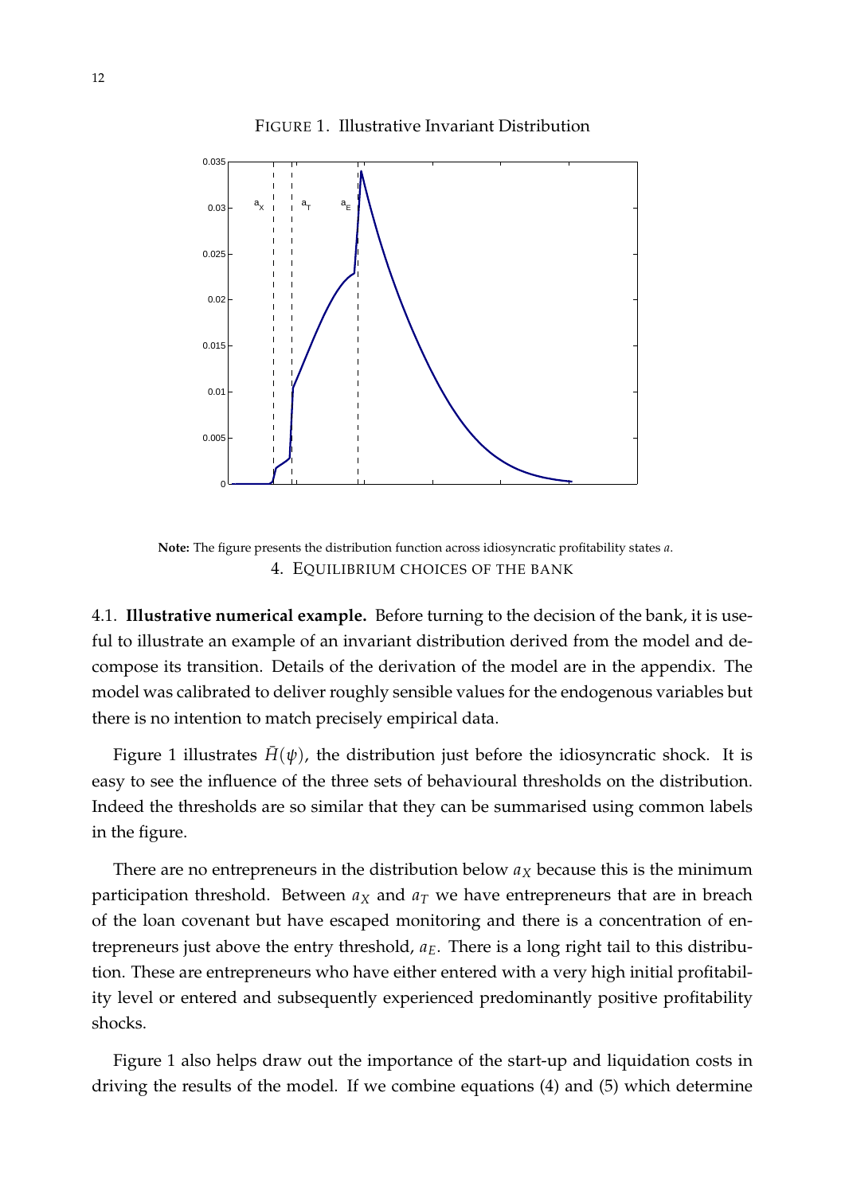FIGURE 1. Illustrative Invariant Distribution

**Note:** The figure presents the distribution function across idiosyncratic profitability states $a$.

## 4. EQUILIBRIUM CHOICES OF THE BANK

4.1. **Illustrative numerical example.** Before turning to the decision of the bank, it is useful to illustrate an example of an invariant distribution derived from the model and decompose its transition. Details of the derivation of the model are in the appendix. The model was calibrated to deliver roughly sensible values for the endogenous variables but there is no intention to match precisely empirical data.

Figure 1 illustrates $\bar{H}(\psi)$, the distribution just before the idiosyncratic shock. It is easy to see the influence of the three sets of behavioural thresholds on the distribution. Indeed the thresholds are so similar that they can be summarised using common labels in the figure.

There are no entrepreneurs in the distribution below $a_X$ because this is the minimum participation threshold. Between $a_X$ and $a_T$ we have entrepreneurs that are in breach of the loan covenant but have escaped monitoring and there is a concentration of entrepreneurs just above the entry threshold, $a_E$. There is a long right tail to this distribution. These are entrepreneurs who have either entered with a very high initial profitability level or entered and subsequently experienced predominantly positive profitability shocks.

Figure 1 also helps draw out the importance of the start-up and liquidation costs in driving the results of the model. If we combine equations (4) and (5) which determine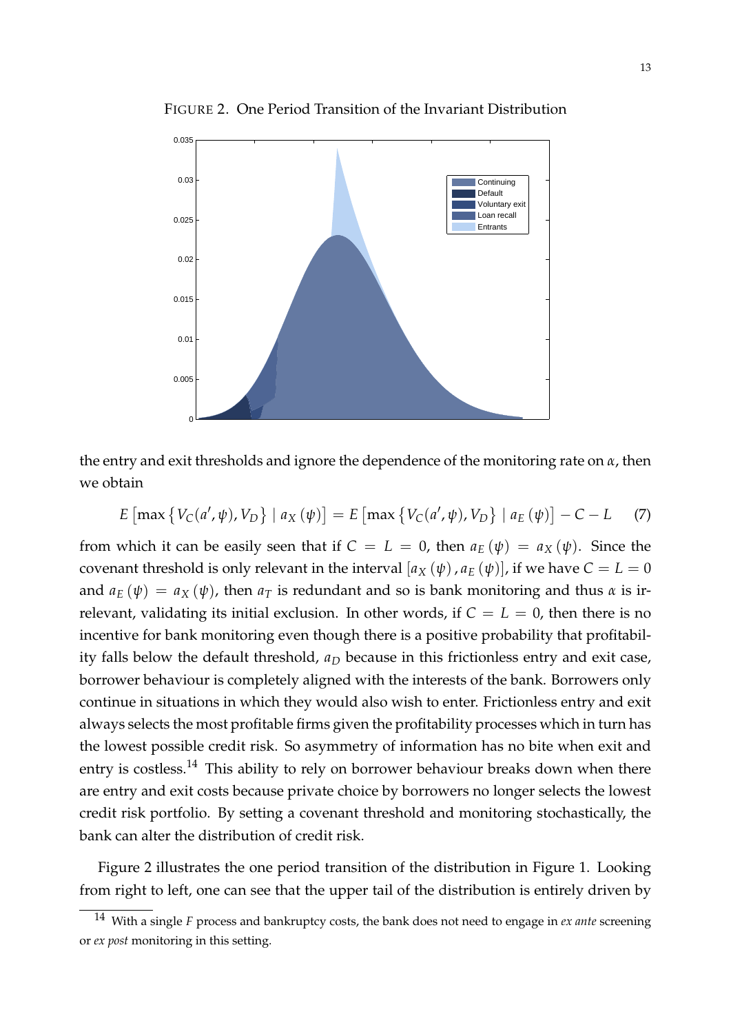FIGURE 2. One Period Transition of the Invariant Distribution

the entry and exit thresholds and ignore the dependence of the monitoring rate on $\alpha$, then we obtain

$$E\left[\max\left\{V_C(a', \psi), V_D\right\} \mid a_X(\psi)\right] = E\left[\max\left\{V_C(a', \psi), V_D\right\} \mid a_E(\psi)\right] - C - L \quad (7)$$

from which it can be easily seen that if $C = L = 0$, then $a_E(\psi) = a_X(\psi)$. Since the covenant threshold is only relevant in the interval $[a_X(\psi), a_E(\psi)]$, if we have $C = L = 0$ and $a_E(\psi) = a_X(\psi)$, then $a_T$ is redundant and so is bank monitoring and thus $\alpha$ is irrelevant, validating its initial exclusion. In other words, if $C = L = 0$, then there is no incentive for bank monitoring even though there is a positive probability that profitability falls below the default threshold, $a_D$ because in this frictionless entry and exit case, borrower behaviour is completely aligned with the interests of the bank. Borrowers only continue in situations in which they would also wish to enter. Frictionless entry and exit always selects the most profitable firms given the profitability processes which in turn has the lowest possible credit risk. So asymmetry of information has no bite when exit and entry is costless.[14] This ability to rely on borrower behaviour breaks down when there are entry and exit costs because private choice by borrowers no longer selects the lowest credit risk portfolio. By setting a covenant threshold and monitoring stochastically, the bank can alter the distribution of credit risk.

Figure 2 illustrates the one period transition of the distribution in Figure 1. Looking from right to left, one can see that the upper tail of the distribution is entirely driven by

[14] With a single $F$ process and bankruptcy costs, the bank does not need to engage in *ex ante* screening or *ex post* monitoring in this setting.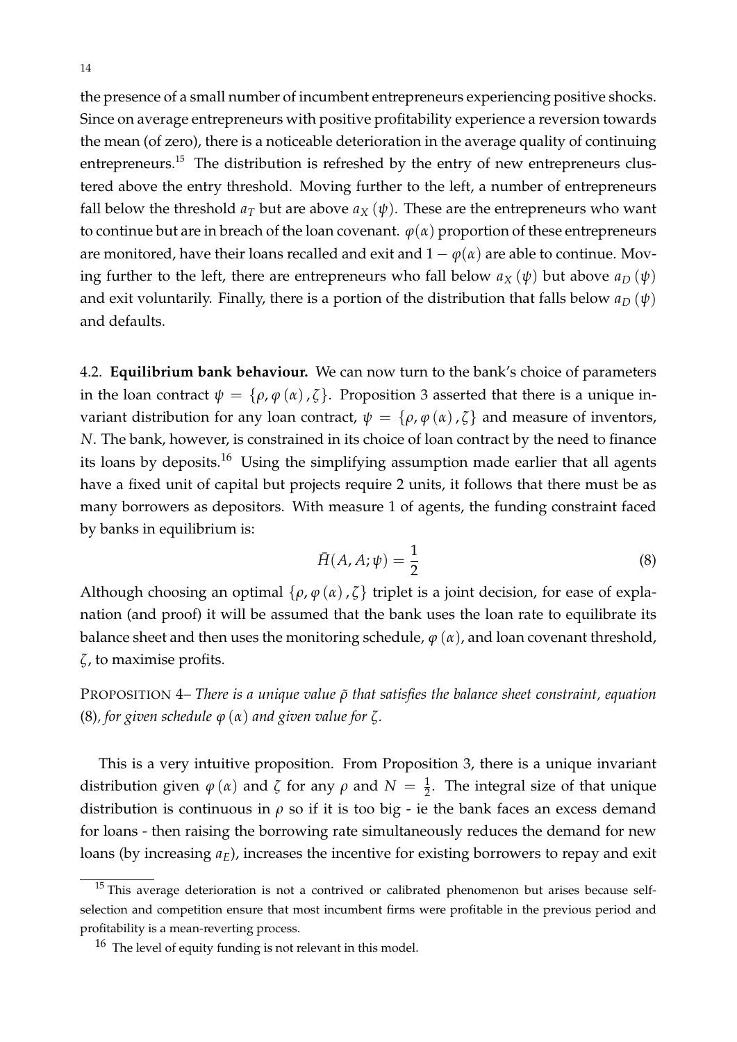the presence of a small number of incumbent entrepreneurs experiencing positive shocks. Since on average entrepreneurs with positive profitability experience a reversion towards the mean (of zero), there is a noticeable deterioration in the average quality of continuing entrepreneurs.[15] The distribution is refreshed by the entry of new entrepreneurs clustered above the entry threshold. Moving further to the left, a number of entrepreneurs fall below the threshold $a_T$ but are above $a_X(\psi)$. These are the entrepreneurs who want to continue but are in breach of the loan covenant. $\varphi(\alpha)$ proportion of these entrepreneurs are monitored, have their loans recalled and exit and $1-\varphi(\alpha)$ are able to continue. Moving further to the left, there are entrepreneurs who fall below $a_X(\psi)$ but above $a_D(\psi)$ and exit voluntarily. Finally, there is a portion of the distribution that falls below $a_D(\psi)$ and defaults.

4.2. **Equilibrium bank behaviour.** We can now turn to the bank's choice of parameters in the loan contract $\psi = \{\rho, \varphi(\alpha), \zeta\}$. Proposition 3 asserted that there is a unique invariant distribution for any loan contract, $\psi = \{\rho, \varphi(\alpha), \zeta\}$ and measure of inventors, $N$. The bank, however, is constrained in its choice of loan contract by the need to finance its loans by deposits.[16] Using the simplifying assumption made earlier that all agents have a fixed unit of capital but projects require 2 units, it follows that there must be as many borrowers as depositors. With measure 1 of agents, the funding constraint faced by banks in equilibrium is:

$$\bar{H}(A, A; \psi) = \frac{1}{2} \tag{8}$$

Although choosing an optimal $\{\rho, \varphi(\alpha), \zeta\}$ triplet is a joint decision, for ease of explanation (and proof) it will be assumed that the bank uses the loan rate to equilibrate its balance sheet and then uses the monitoring schedule, $\varphi(\alpha)$, and loan covenant threshold, $\zeta$, to maximise profits.

PROPOSITION 4– *There is a unique value $\tilde{\rho}$ that satisfies the balance sheet constraint, equation* (8)*, for given schedule $\varphi(\alpha)$ and given value for $\zeta$.*

This is a very intuitive proposition. From Proposition 3, there is a unique invariant distribution given $\varphi(\alpha)$ and $\zeta$ for any $\rho$ and $N = \frac{1}{2}$. The integral size of that unique distribution is continuous in $\rho$ so if it is too big - ie the bank faces an excess demand for loans - then raising the borrowing rate simultaneously reduces the demand for new loans (by increasing $a_E$), increases the incentive for existing borrowers to repay and exit

[15] This average deterioration is not a contrived or calibrated phenomenon but arises because self-selection and competition ensure that most incumbent firms were profitable in the previous period and profitability is a mean-reverting process.

[16] The level of equity funding is not relevant in this model.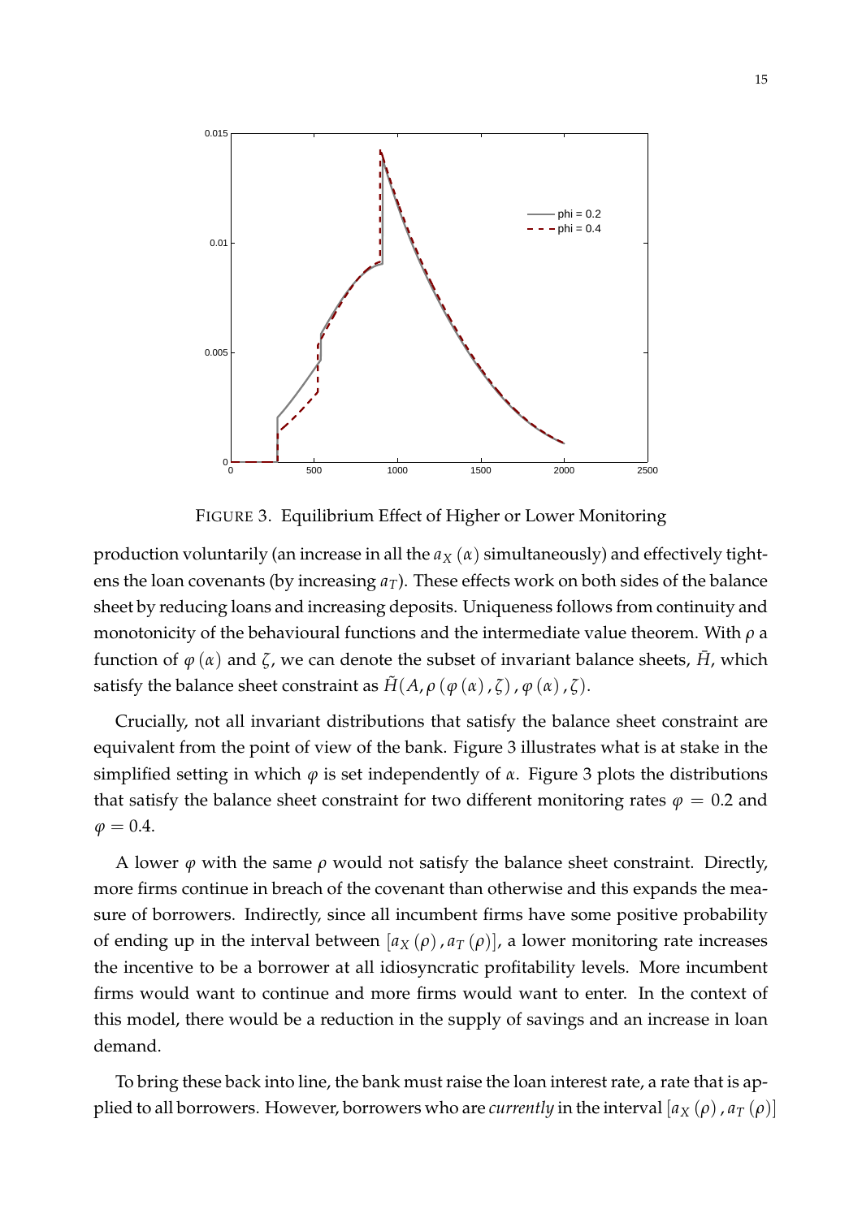FIGURE 3. Equilibrium Effect of Higher or Lower Monitoring

production voluntarily (an increase in all the $a_X(\alpha)$ simultaneously) and effectively tightens the loan covenants (by increasing $a_T$). These effects work on both sides of the balance sheet by reducing loans and increasing deposits. Uniqueness follows from continuity and monotonicity of the behavioural functions and the intermediate value theorem. With $\rho$ a function of $\varphi(\alpha)$ and $\zeta$, we can denote the subset of invariant balance sheets, $\tilde{H}$, which satisfy the balance sheet constraint as $\tilde{H}(A, \rho(\varphi(\alpha), \zeta), \varphi(\alpha), \zeta)$.

Crucially, not all invariant distributions that satisfy the balance sheet constraint are equivalent from the point of view of the bank. Figure 3 illustrates what is at stake in the simplified setting in which $\varphi$ is set independently of $\alpha$. Figure 3 plots the distributions that satisfy the balance sheet constraint for two different monitoring rates $\varphi = 0.2$ and $\varphi = 0.4$.

A lower $\varphi$ with the same $\rho$ would not satisfy the balance sheet constraint. Directly, more firms continue in breach of the covenant than otherwise and this expands the measure of borrowers. Indirectly, since all incumbent firms have some positive probability of ending up in the interval between $[a_X(\rho), a_T(\rho)]$, a lower monitoring rate increases the incentive to be a borrower at all idiosyncratic profitability levels. More incumbent firms would want to continue and more firms would want to enter. In the context of this model, there would be a reduction in the supply of savings and an increase in loan demand.

To bring these back into line, the bank must raise the loan interest rate, a rate that is applied to all borrowers. However, borrowers who are *currently* in the interval $[a_X(\rho), a_T(\rho)]$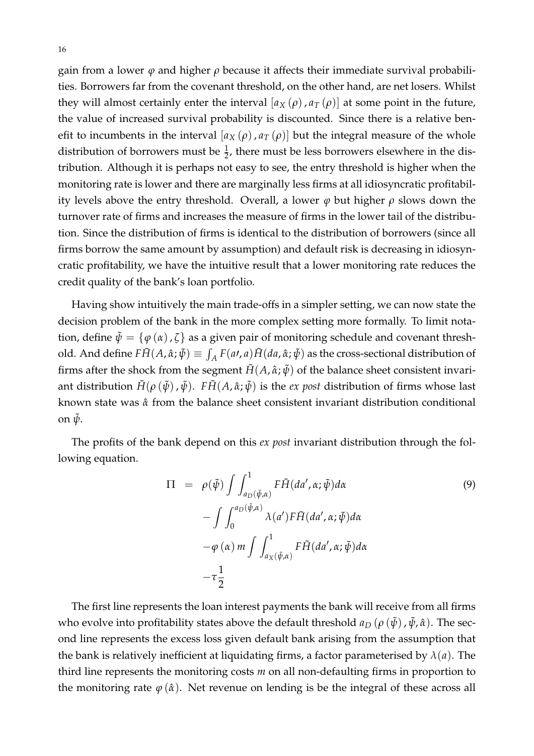gain from a lower $\varphi$ and higher $\rho$ because it affects their immediate survival probabilities. Borrowers far from the covenant threshold, on the other hand, are net losers. Whilst they will almost certainly enter the interval $[a_X(\rho), a_T(\rho)]$ at some point in the future, the value of increased survival probability is discounted. Since there is a relative benefit to incumbents in the interval $[a_X(\rho), a_T(\rho)]$ but the integral measure of the whole distribution of borrowers must be $\frac{1}{2}$, there must be less borrowers elsewhere in the distribution. Although it is perhaps not easy to see, the entry threshold is higher when the monitoring rate is lower and there are marginally less firms at all idiosyncratic profitability levels above the entry threshold. Overall, a lower $\varphi$ but higher $\rho$ slows down the turnover rate of firms and increases the measure of firms in the lower tail of the distribution. Since the distribution of firms is identical to the distribution of borrowers (since all firms borrow the same amount by assumption) and default risk is decreasing in idiosyncratic profitability, we have the intuitive result that a lower monitoring rate reduces the credit quality of the bank's loan portfolio.

Having show intuitively the main trade-offs in a simpler setting, we can now state the decision problem of the bank in the more complex setting more formally. To limit notation, define $\tilde{\psi} = \{\varphi(\alpha), \zeta\}$ as a given pair of monitoring schedule and covenant threshold. And define $F\tilde{H}(A, \hat{\alpha}; \tilde{\psi}) \equiv \int_A F(a\prime, a)\tilde{H}(da, \hat{\alpha}; \tilde{\psi})$ as the cross-sectional distribution of firms after the shock from the segment $\tilde{H}(A, \hat{\alpha}; \tilde{\psi})$ of the balance sheet consistent invariant distribution $\tilde{H}(\rho(\tilde{\psi}), \tilde{\psi})$. $F\tilde{H}(A, \hat{\alpha}; \tilde{\psi})$ is the *ex post* distribution of firms whose last known state was $\hat{\alpha}$ from the balance sheet consistent invariant distribution conditional on $\tilde{\psi}$.

The profits of the bank depend on this *ex post* invariant distribution through the following equation.

$$
\begin{aligned}
\Pi \;=\; & \rho(\tilde{\psi}) \int \int_{a_D(\tilde{\psi},\alpha)}^{1} F\tilde{H}(da', \alpha; \tilde{\psi}) d\alpha \\
& - \int \int_{0}^{a_D(\tilde{\psi},\alpha)} \lambda(a') F\tilde{H}(da', \alpha; \tilde{\psi}) d\alpha \\
& - \varphi(\alpha)\, m \int \int_{a_X(\tilde{\psi},\alpha)}^{1} F\tilde{H}(da', \alpha; \tilde{\psi}) d\alpha \\
& - \tau \frac{1}{2}
\end{aligned}
\tag{9}
$$

The first line represents the loan interest payments the bank will receive from all firms who evolve into profitability states above the default threshold $a_D(\rho(\tilde{\psi}), \tilde{\psi}, \hat{\alpha})$. The second line represents the excess loss given default bank arising from the assumption that the bank is relatively inefficient at liquidating firms, a factor parameterised by $\lambda(a)$. The third line represents the monitoring costs $m$ on all non-defaulting firms in proportion to the monitoring rate $\varphi(\hat{\alpha})$. Net revenue on lending is be the integral of these across all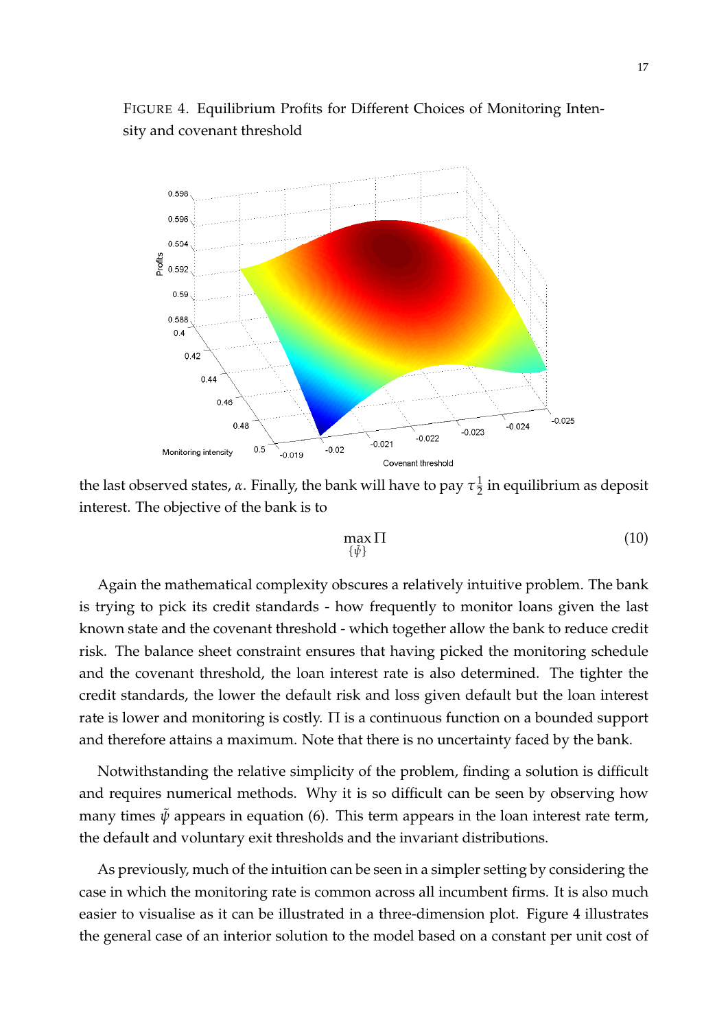FIGURE 4. Equilibrium Profits for Different Choices of Monitoring Intensity and covenant threshold

the last observed states, $\alpha$. Finally, the bank will have to pay $\tau\frac{1}{2}$ in equilibrium as deposit interest. The objective of the bank is to

$$\max_{\{\tilde{\psi}\}} \Pi \tag{10}$$

Again the mathematical complexity obscures a relatively intuitive problem. The bank is trying to pick its credit standards - how frequently to monitor loans given the last known state and the covenant threshold - which together allow the bank to reduce credit risk. The balance sheet constraint ensures that having picked the monitoring schedule and the covenant threshold, the loan interest rate is also determined. The tighter the credit standards, the lower the default risk and loss given default but the loan interest rate is lower and monitoring is costly. $\Pi$ is a continuous function on a bounded support and therefore attains a maximum. Note that there is no uncertainty faced by the bank.

Notwithstanding the relative simplicity of the problem, finding a solution is difficult and requires numerical methods. Why it is so difficult can be seen by observing how many times $\tilde{\psi}$ appears in equation (6). This term appears in the loan interest rate term, the default and voluntary exit thresholds and the invariant distributions.

As previously, much of the intuition can be seen in a simpler setting by considering the case in which the monitoring rate is common across all incumbent firms. It is also much easier to visualise as it can be illustrated in a three-dimension plot. Figure 4 illustrates the general case of an interior solution to the model based on a constant per unit cost of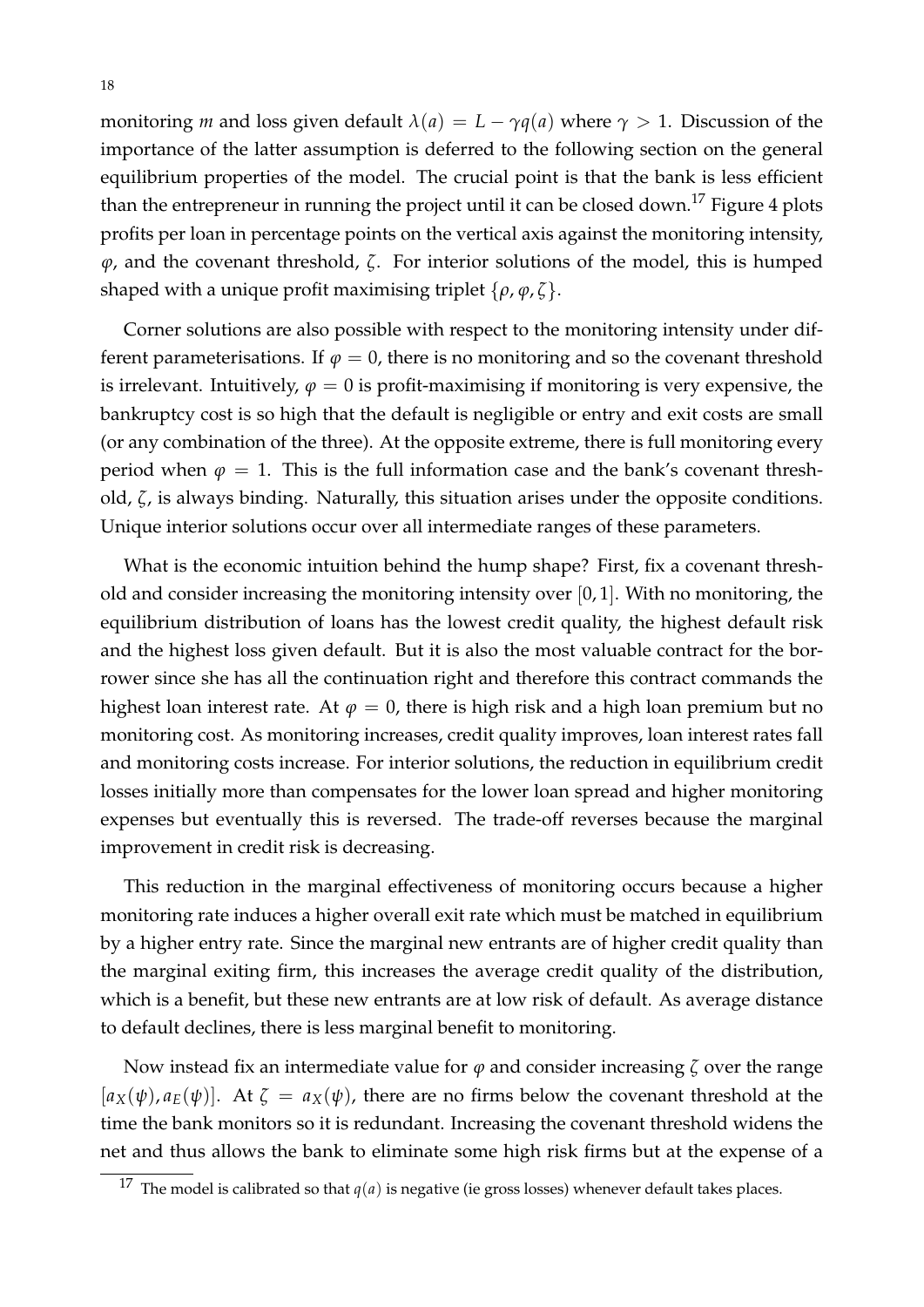monitoring $m$ and loss given default $\lambda(a) = L - \gamma q(a)$ where $\gamma > 1$. Discussion of the importance of the latter assumption is deferred to the following section on the general equilibrium properties of the model. The crucial point is that the bank is less efficient than the entrepreneur in running the project until it can be closed down.[17] Figure 4 plots profits per loan in percentage points on the vertical axis against the monitoring intensity, $\varphi$, and the covenant threshold, $\zeta$. For interior solutions of the model, this is humped shaped with a unique profit maximising triplet $\{\rho, \varphi, \zeta\}$.

Corner solutions are also possible with respect to the monitoring intensity under different parameterisations. If $\varphi = 0$, there is no monitoring and so the covenant threshold is irrelevant. Intuitively, $\varphi = 0$ is profit-maximising if monitoring is very expensive, the bankruptcy cost is so high that the default is negligible or entry and exit costs are small (or any combination of the three). At the opposite extreme, there is full monitoring every period when $\varphi = 1$. This is the full information case and the bank's covenant threshold, $\zeta$, is always binding. Naturally, this situation arises under the opposite conditions. Unique interior solutions occur over all intermediate ranges of these parameters.

What is the economic intuition behind the hump shape? First, fix a covenant threshold and consider increasing the monitoring intensity over $[0, 1]$. With no monitoring, the equilibrium distribution of loans has the lowest credit quality, the highest default risk and the highest loss given default. But it is also the most valuable contract for the borrower since she has all the continuation right and therefore this contract commands the highest loan interest rate. At $\varphi = 0$, there is high risk and a high loan premium but no monitoring cost. As monitoring increases, credit quality improves, loan interest rates fall and monitoring costs increase. For interior solutions, the reduction in equilibrium credit losses initially more than compensates for the lower loan spread and higher monitoring expenses but eventually this is reversed. The trade-off reverses because the marginal improvement in credit risk is decreasing.

This reduction in the marginal effectiveness of monitoring occurs because a higher monitoring rate induces a higher overall exit rate which must be matched in equilibrium by a higher entry rate. Since the marginal new entrants are of higher credit quality than the marginal exiting firm, this increases the average credit quality of the distribution, which is a benefit, but these new entrants are at low risk of default. As average distance to default declines, there is less marginal benefit to monitoring.

Now instead fix an intermediate value for $\varphi$ and consider increasing $\zeta$ over the range $[a_X(\psi), a_E(\psi)]$. At $\zeta = a_X(\psi)$, there are no firms below the covenant threshold at the time the bank monitors so it is redundant. Increasing the covenant threshold widens the net and thus allows the bank to eliminate some high risk firms but at the expense of a

[17] The model is calibrated so that $q(a)$ is negative (ie gross losses) whenever default takes places.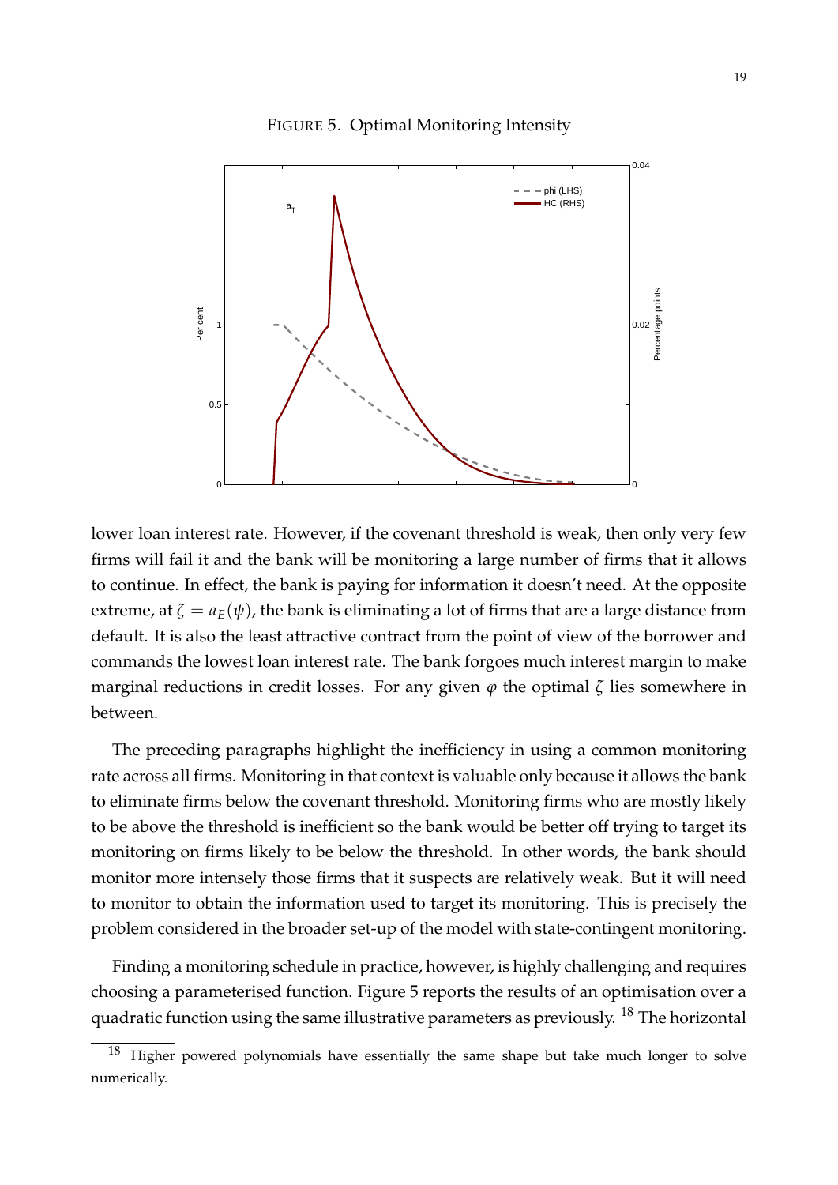FIGURE 5. Optimal Monitoring Intensity

lower loan interest rate. However, if the covenant threshold is weak, then only very few firms will fail it and the bank will be monitoring a large number of firms that it allows to continue. In effect, the bank is paying for information it doesn't need. At the opposite extreme, at $\zeta = a_E(\psi)$, the bank is eliminating a lot of firms that are a large distance from default. It is also the least attractive contract from the point of view of the borrower and commands the lowest loan interest rate. The bank forgoes much interest margin to make marginal reductions in credit losses. For any given $\varphi$ the optimal $\zeta$ lies somewhere in between.

The preceding paragraphs highlight the inefficiency in using a common monitoring rate across all firms. Monitoring in that context is valuable only because it allows the bank to eliminate firms below the covenant threshold. Monitoring firms who are mostly likely to be above the threshold is inefficient so the bank would be better off trying to target its monitoring on firms likely to be below the threshold. In other words, the bank should monitor more intensely those firms that it suspects are relatively weak. But it will need to monitor to obtain the information used to target its monitoring. This is precisely the problem considered in the broader set-up of the model with state-contingent monitoring.

Finding a monitoring schedule in practice, however, is highly challenging and requires choosing a parameterised function. Figure 5 reports the results of an optimisation over a quadratic function using the same illustrative parameters as previously. [18] The horizontal

[18] Higher powered polynomials have essentially the same shape but take much longer to solve numerically.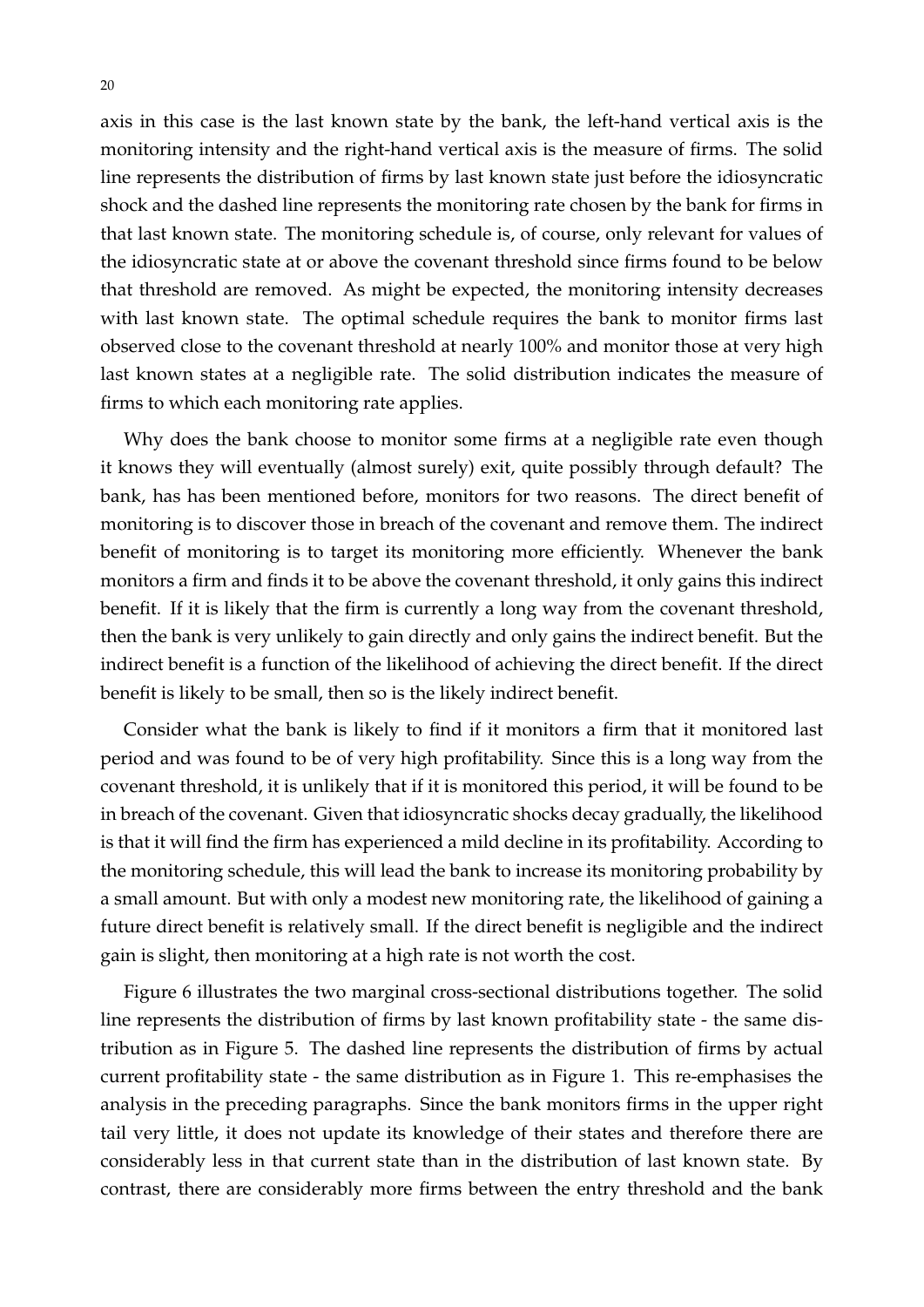axis in this case is the last known state by the bank, the left-hand vertical axis is the monitoring intensity and the right-hand vertical axis is the measure of firms. The solid line represents the distribution of firms by last known state just before the idiosyncratic shock and the dashed line represents the monitoring rate chosen by the bank for firms in that last known state. The monitoring schedule is, of course, only relevant for values of the idiosyncratic state at or above the covenant threshold since firms found to be below that threshold are removed. As might be expected, the monitoring intensity decreases with last known state. The optimal schedule requires the bank to monitor firms last observed close to the covenant threshold at nearly 100% and monitor those at very high last known states at a negligible rate. The solid distribution indicates the measure of firms to which each monitoring rate applies.

Why does the bank choose to monitor some firms at a negligible rate even though it knows they will eventually (almost surely) exit, quite possibly through default? The bank, has has been mentioned before, monitors for two reasons. The direct benefit of monitoring is to discover those in breach of the covenant and remove them. The indirect benefit of monitoring is to target its monitoring more efficiently. Whenever the bank monitors a firm and finds it to be above the covenant threshold, it only gains this indirect benefit. If it is likely that the firm is currently a long way from the covenant threshold, then the bank is very unlikely to gain directly and only gains the indirect benefit. But the indirect benefit is a function of the likelihood of achieving the direct benefit. If the direct benefit is likely to be small, then so is the likely indirect benefit.

Consider what the bank is likely to find if it monitors a firm that it monitored last period and was found to be of very high profitability. Since this is a long way from the covenant threshold, it is unlikely that if it is monitored this period, it will be found to be in breach of the covenant. Given that idiosyncratic shocks decay gradually, the likelihood is that it will find the firm has experienced a mild decline in its profitability. According to the monitoring schedule, this will lead the bank to increase its monitoring probability by a small amount. But with only a modest new monitoring rate, the likelihood of gaining a future direct benefit is relatively small. If the direct benefit is negligible and the indirect gain is slight, then monitoring at a high rate is not worth the cost.

Figure 6 illustrates the two marginal cross-sectional distributions together. The solid line represents the distribution of firms by last known profitability state - the same distribution as in Figure 5. The dashed line represents the distribution of firms by actual current profitability state - the same distribution as in Figure 1. This re-emphasises the analysis in the preceding paragraphs. Since the bank monitors firms in the upper right tail very little, it does not update its knowledge of their states and therefore there are considerably less in that current state than in the distribution of last known state. By contrast, there are considerably more firms between the entry threshold and the bank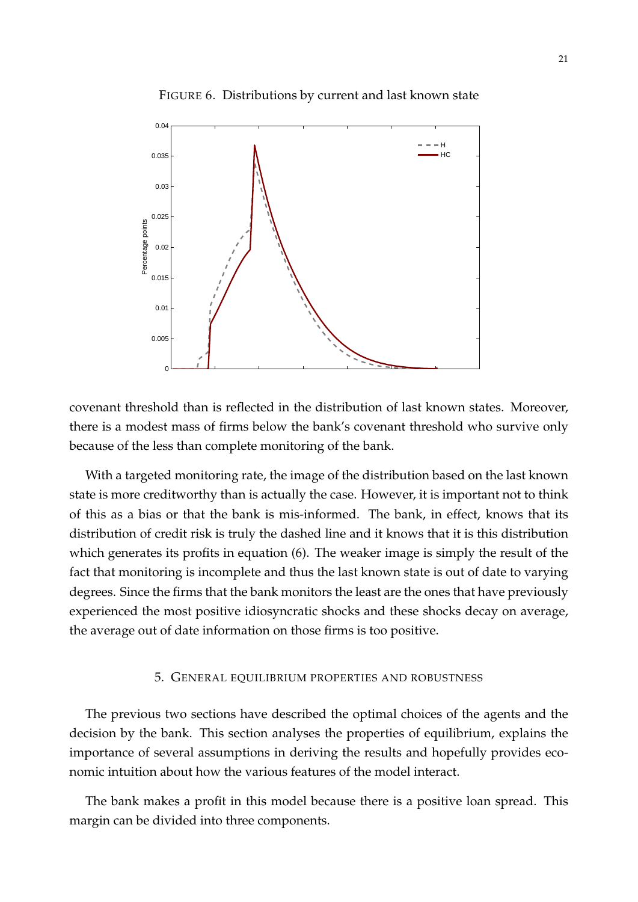FIGURE 6. Distributions by current and last known state

covenant threshold than is reflected in the distribution of last known states. Moreover, there is a modest mass of firms below the bank's covenant threshold who survive only because of the less than complete monitoring of the bank.

With a targeted monitoring rate, the image of the distribution based on the last known state is more creditworthy than is actually the case. However, it is important not to think of this as a bias or that the bank is mis-informed. The bank, in effect, knows that its distribution of credit risk is truly the dashed line and it knows that it is this distribution which generates its profits in equation (6). The weaker image is simply the result of the fact that monitoring is incomplete and thus the last known state is out of date to varying degrees. Since the firms that the bank monitors the least are the ones that have previously experienced the most positive idiosyncratic shocks and these shocks decay on average, the average out of date information on those firms is too positive.

## 5. General equilibrium properties and robustness

The previous two sections have described the optimal choices of the agents and the decision by the bank. This section analyses the properties of equilibrium, explains the importance of several assumptions in deriving the results and hopefully provides economic intuition about how the various features of the model interact.

The bank makes a profit in this model because there is a positive loan spread. This margin can be divided into three components.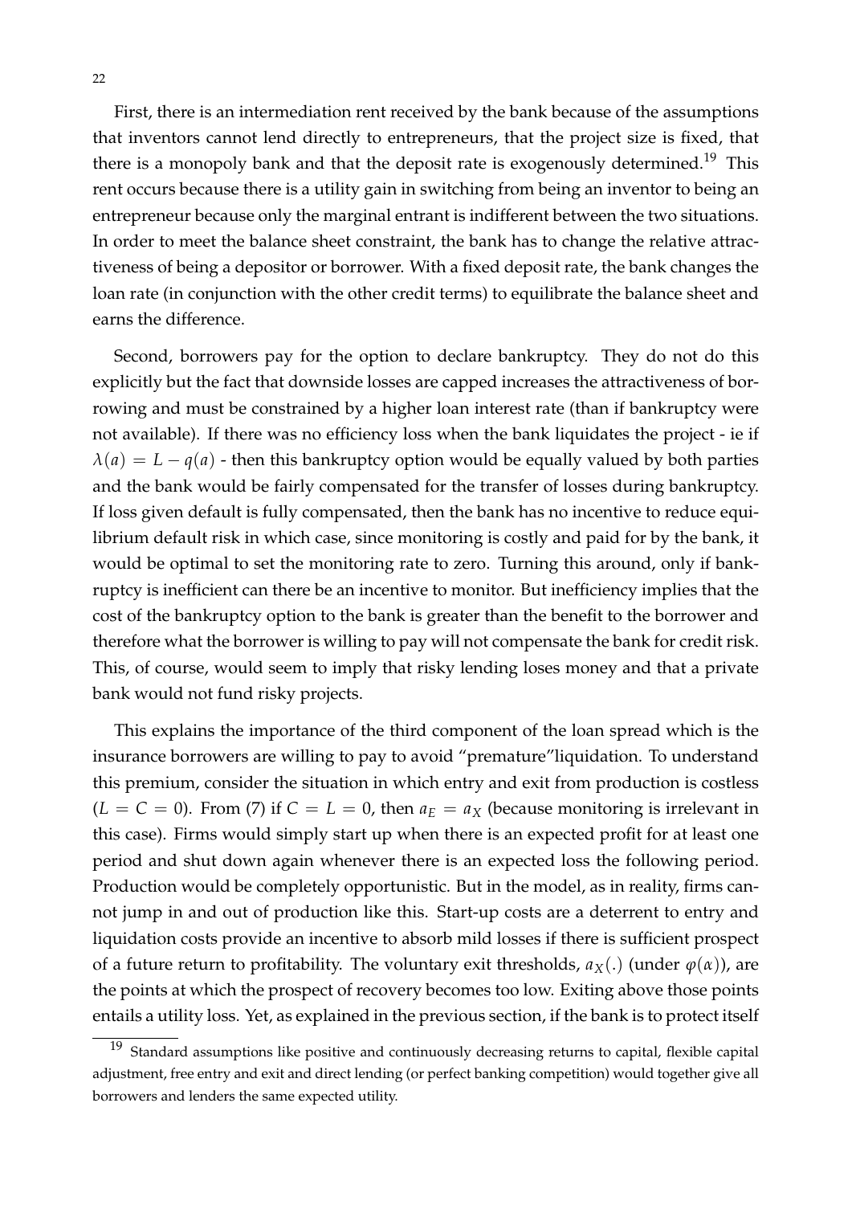First, there is an intermediation rent received by the bank because of the assumptions that inventors cannot lend directly to entrepreneurs, that the project size is fixed, that there is a monopoly bank and that the deposit rate is exogenously determined.[19] This rent occurs because there is a utility gain in switching from being an inventor to being an entrepreneur because only the marginal entrant is indifferent between the two situations. In order to meet the balance sheet constraint, the bank has to change the relative attractiveness of being a depositor or borrower. With a fixed deposit rate, the bank changes the loan rate (in conjunction with the other credit terms) to equilibrate the balance sheet and earns the difference.

Second, borrowers pay for the option to declare bankruptcy. They do not do this explicitly but the fact that downside losses are capped increases the attractiveness of borrowing and must be constrained by a higher loan interest rate (than if bankruptcy were not available). If there was no efficiency loss when the bank liquidates the project - ie if $\lambda(a) = L - q(a)$ - then this bankruptcy option would be equally valued by both parties and the bank would be fairly compensated for the transfer of losses during bankruptcy. If loss given default is fully compensated, then the bank has no incentive to reduce equilibrium default risk in which case, since monitoring is costly and paid for by the bank, it would be optimal to set the monitoring rate to zero. Turning this around, only if bankruptcy is inefficient can there be an incentive to monitor. But inefficiency implies that the cost of the bankruptcy option to the bank is greater than the benefit to the borrower and therefore what the borrower is willing to pay will not compensate the bank for credit risk. This, of course, would seem to imply that risky lending loses money and that a private bank would not fund risky projects.

This explains the importance of the third component of the loan spread which is the insurance borrowers are willing to pay to avoid "premature"liquidation. To understand this premium, consider the situation in which entry and exit from production is costless ($L = C = 0$). From (7) if $C = L = 0$, then $a_E = a_X$ (because monitoring is irrelevant in this case). Firms would simply start up when there is an expected profit for at least one period and shut down again whenever there is an expected loss the following period. Production would be completely opportunistic. But in the model, as in reality, firms cannot jump in and out of production like this. Start-up costs are a deterrent to entry and liquidation costs provide an incentive to absorb mild losses if there is sufficient prospect of a future return to profitability. The voluntary exit thresholds, $a_X(.)$ (under $\varphi(\alpha)$), are the points at which the prospect of recovery becomes too low. Exiting above those points entails a utility loss. Yet, as explained in the previous section, if the bank is to protect itself

[19] Standard assumptions like positive and continuously decreasing returns to capital, flexible capital adjustment, free entry and exit and direct lending (or perfect banking competition) would together give all borrowers and lenders the same expected utility.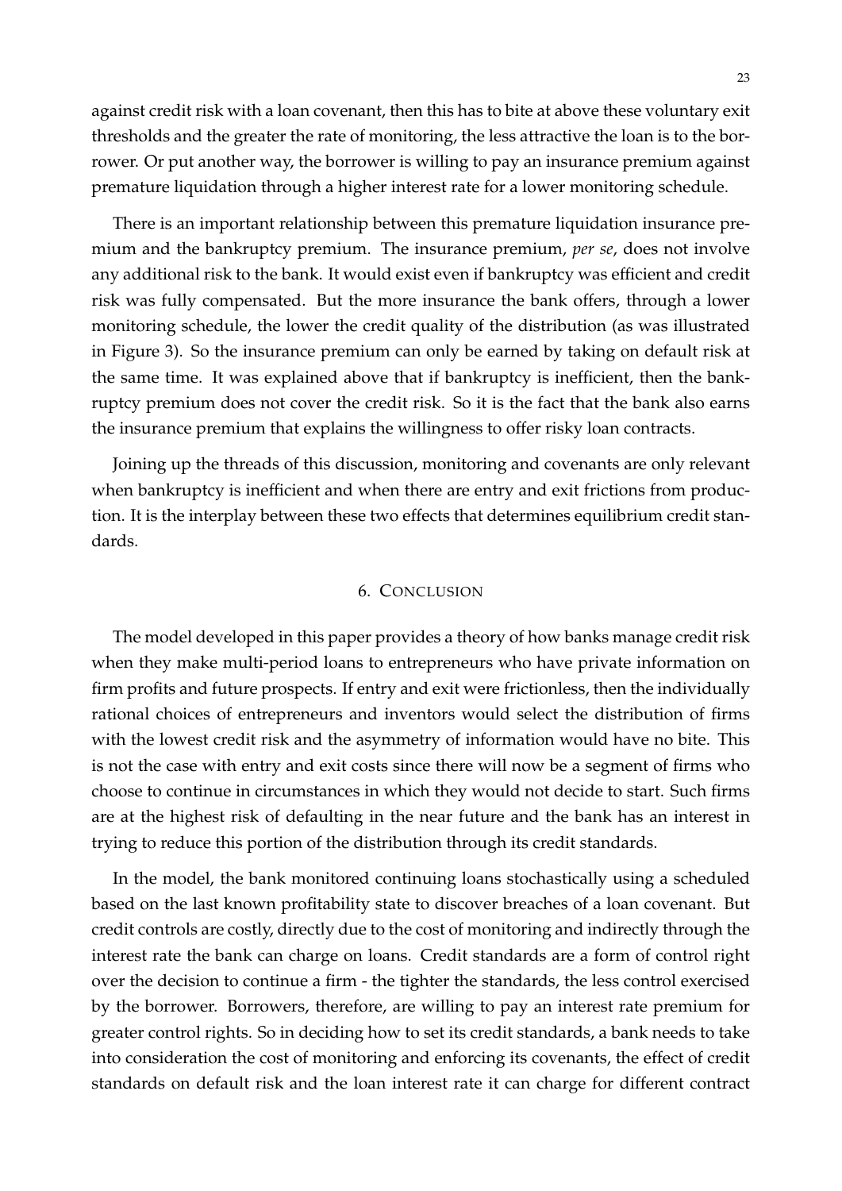against credit risk with a loan covenant, then this has to bite at above these voluntary exit thresholds and the greater the rate of monitoring, the less attractive the loan is to the borrower. Or put another way, the borrower is willing to pay an insurance premium against premature liquidation through a higher interest rate for a lower monitoring schedule.

There is an important relationship between this premature liquidation insurance premium and the bankruptcy premium. The insurance premium, *per se*, does not involve any additional risk to the bank. It would exist even if bankruptcy was efficient and credit risk was fully compensated. But the more insurance the bank offers, through a lower monitoring schedule, the lower the credit quality of the distribution (as was illustrated in Figure 3). So the insurance premium can only be earned by taking on default risk at the same time. It was explained above that if bankruptcy is inefficient, then the bankruptcy premium does not cover the credit risk. So it is the fact that the bank also earns the insurance premium that explains the willingness to offer risky loan contracts.

Joining up the threads of this discussion, monitoring and covenants are only relevant when bankruptcy is inefficient and when there are entry and exit frictions from production. It is the interplay between these two effects that determines equilibrium credit standards.

## 6. Conclusion

The model developed in this paper provides a theory of how banks manage credit risk when they make multi-period loans to entrepreneurs who have private information on firm profits and future prospects. If entry and exit were frictionless, then the individually rational choices of entrepreneurs and inventors would select the distribution of firms with the lowest credit risk and the asymmetry of information would have no bite. This is not the case with entry and exit costs since there will now be a segment of firms who choose to continue in circumstances in which they would not decide to start. Such firms are at the highest risk of defaulting in the near future and the bank has an interest in trying to reduce this portion of the distribution through its credit standards.

In the model, the bank monitored continuing loans stochastically using a scheduled based on the last known profitability state to discover breaches of a loan covenant. But credit controls are costly, directly due to the cost of monitoring and indirectly through the interest rate the bank can charge on loans. Credit standards are a form of control right over the decision to continue a firm - the tighter the standards, the less control exercised by the borrower. Borrowers, therefore, are willing to pay an interest rate premium for greater control rights. So in deciding how to set its credit standards, a bank needs to take into consideration the cost of monitoring and enforcing its covenants, the effect of credit standards on default risk and the loan interest rate it can charge for different contract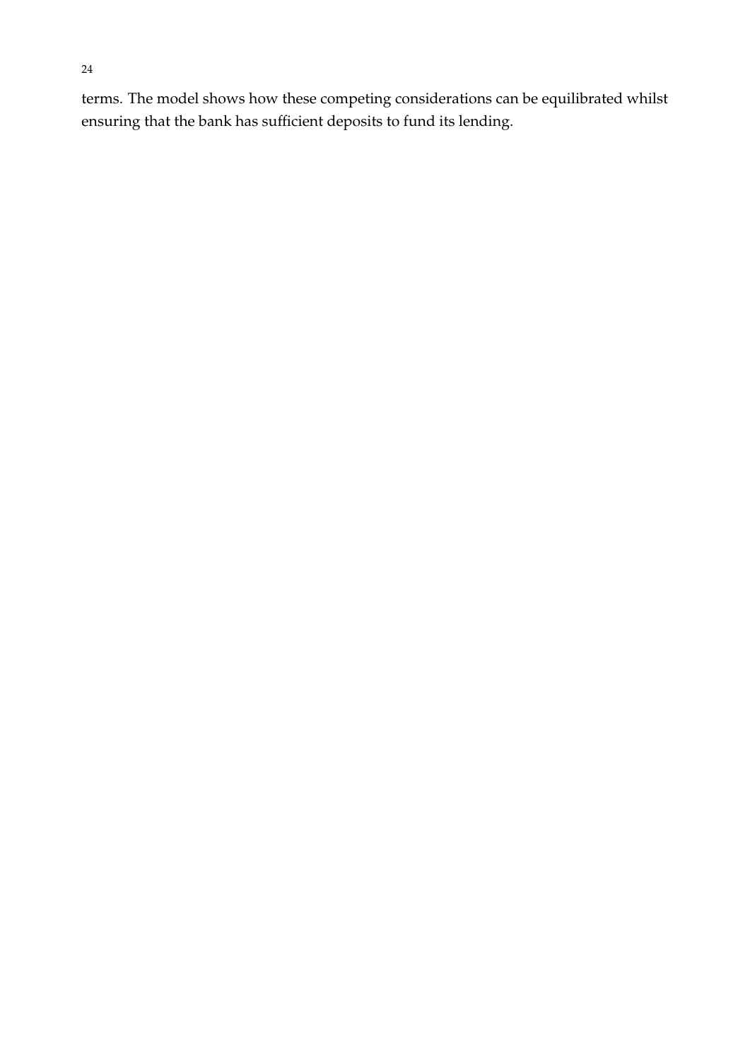terms. The model shows how these competing considerations can be equilibrated whilst ensuring that the bank has sufficient deposits to fund its lending.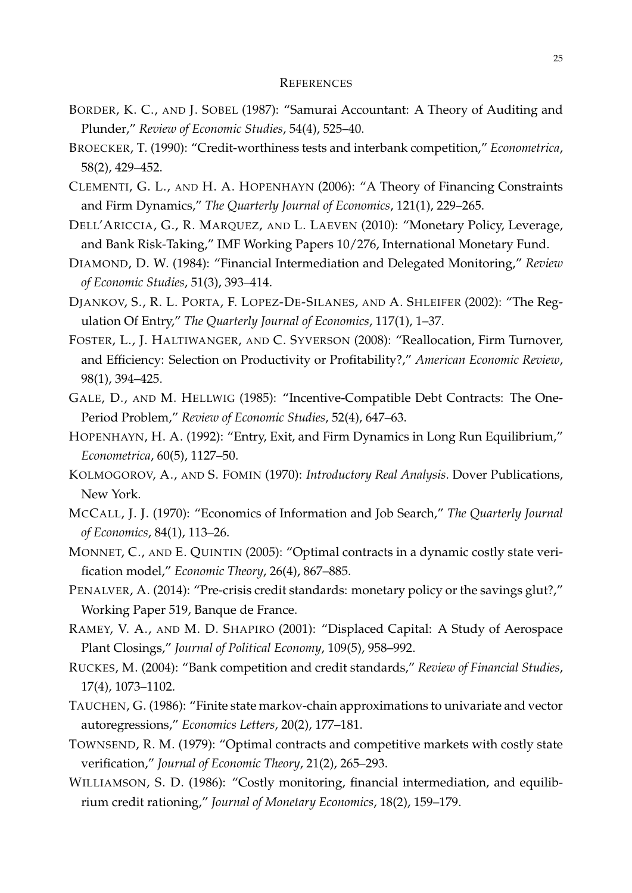# REFERENCES

BORDER, K. C., AND J. SOBEL (1987): "Samurai Accountant: A Theory of Auditing and Plunder," *Review of Economic Studies*, 54(4), 525–40.

BROECKER, T. (1990): "Credit-worthiness tests and interbank competition," *Econometrica*, 58(2), 429–452.

CLEMENTI, G. L., AND H. A. HOPENHAYN (2006): "A Theory of Financing Constraints and Firm Dynamics," *The Quarterly Journal of Economics*, 121(1), 229–265.

DELL'ARICCIA, G., R. MARQUEZ, AND L. LAEVEN (2010): "Monetary Policy, Leverage, and Bank Risk-Taking," IMF Working Papers 10/276, International Monetary Fund.

DIAMOND, D. W. (1984): "Financial Intermediation and Delegated Monitoring," *Review of Economic Studies*, 51(3), 393–414.

DJANKOV, S., R. L. PORTA, F. LOPEZ-DE-SILANES, AND A. SHLEIFER (2002): "The Regulation Of Entry," *The Quarterly Journal of Economics*, 117(1), 1–37.

FOSTER, L., J. HALTIWANGER, AND C. SYVERSON (2008): "Reallocation, Firm Turnover, and Efficiency: Selection on Productivity or Profitability?," *American Economic Review*, 98(1), 394–425.

GALE, D., AND M. HELLWIG (1985): "Incentive-Compatible Debt Contracts: The One-Period Problem," *Review of Economic Studies*, 52(4), 647–63.

HOPENHAYN, H. A. (1992): "Entry, Exit, and Firm Dynamics in Long Run Equilibrium," *Econometrica*, 60(5), 1127–50.

KOLMOGOROV, A., AND S. FOMIN (1970): *Introductory Real Analysis*. Dover Publications, New York.

MCCALL, J. J. (1970): "Economics of Information and Job Search," *The Quarterly Journal of Economics*, 84(1), 113–26.

MONNET, C., AND E. QUINTIN (2005): "Optimal contracts in a dynamic costly state verification model," *Economic Theory*, 26(4), 867–885.

PENALVER, A. (2014): "Pre-crisis credit standards: monetary policy or the savings glut?," Working Paper 519, Banque de France.

RAMEY, V. A., AND M. D. SHAPIRO (2001): "Displaced Capital: A Study of Aerospace Plant Closings," *Journal of Political Economy*, 109(5), 958–992.

RUCKES, M. (2004): "Bank competition and credit standards," *Review of Financial Studies*, 17(4), 1073–1102.

TAUCHEN, G. (1986): "Finite state markov-chain approximations to univariate and vector autoregressions," *Economics Letters*, 20(2), 177–181.

TOWNSEND, R. M. (1979): "Optimal contracts and competitive markets with costly state verification," *Journal of Economic Theory*, 21(2), 265–293.

WILLIAMSON, S. D. (1986): "Costly monitoring, financial intermediation, and equilibrium credit rationing," *Journal of Monetary Economics*, 18(2), 159–179.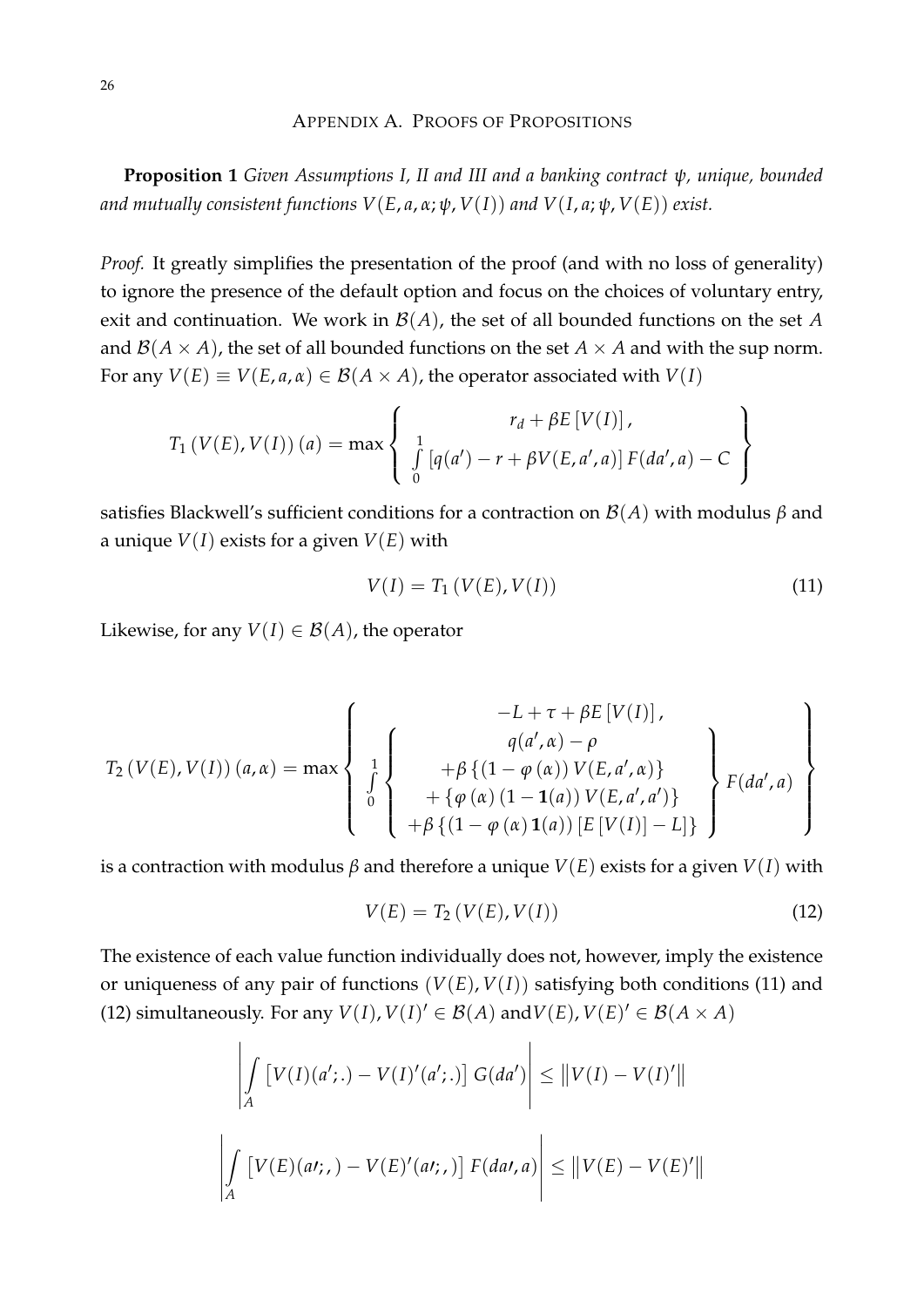# Appendix A. Proofs of Propositions

**Proposition 1** *Given Assumptions I, II and III and a banking contract $\psi$, unique, bounded and mutually consistent functions $V(E, a, \alpha; \psi, V(I))$ and $V(I, a; \psi, V(E))$ exist.*

*Proof.* It greatly simplifies the presentation of the proof (and with no loss of generality) to ignore the presence of the default option and focus on the choices of voluntary entry, exit and continuation. We work in $\mathcal{B}(A)$, the set of all bounded functions on the set $A$ and $\mathcal{B}(A \times A)$, the set of all bounded functions on the set $A \times A$ and with the sup norm. For any $V(E) \equiv V(E, a, \alpha) \in \mathcal{B}(A \times A)$, the operator associated with $V(I)$

$$T_1\left(V(E), V(I)\right)(a) = \max \left\{ \begin{array}{c} r_d + \beta E\left[V(I)\right], \\ \int_0^1 \left[q(a') - r + \beta V(E, a', a)\right] F(da', a) - C \end{array} \right\}$$

satisfies Blackwell's sufficient conditions for a contraction on $\mathcal{B}(A)$ with modulus $\beta$ and a unique $V(I)$ exists for a given $V(E)$ with

$$V(I) = T_1\left(V(E), V(I)\right) \tag{11}$$

Likewise, for any $V(I) \in \mathcal{B}(A)$, the operator

$$T_2\left(V(E), V(I)\right)(a, \alpha) = \max \left\{ \begin{array}{c} -L + \tau + \beta E\left[V(I)\right], \\ \int_0^1 \left\{ \begin{array}{c} q(a', \alpha) - \rho \\ +\beta\left\{(1 - \varphi(\alpha))\, V(E, a', \alpha)\right\} \\ +\left\{\varphi(\alpha)\,(1 - \mathbf{1}(a))\, V(E, a', a')\right\} \\ +\beta\left\{(1 - \varphi(\alpha)\,\mathbf{1}(a))\left[E\left[V(I)\right] - L\right]\right\} \end{array} \right\} F(da', a) \end{array} \right\}$$

is a contraction with modulus $\beta$ and therefore a unique $V(E)$ exists for a given $V(I)$ with

$$V(E) = T_2\left(V(E), V(I)\right) \tag{12}$$

The existence of each value function individually does not, however, imply the existence or uniqueness of any pair of functions $(V(E), V(I))$ satisfying both conditions (11) and (12) simultaneously. For any $V(I), V(I)' \in \mathcal{B}(A)$ and $V(E), V(E)' \in \mathcal{B}(A \times A)$

$$\left| \int_A \left[V(I)(a'; .) - V(I)'(a'; .)\right] G(da') \right| \leq \left\| V(I) - V(I)' \right\|$$

$$\left| \int_A \left[V(E)(a\prime; ,) - V(E)'(a\prime; ,)\right] F(da\prime, a) \right| \leq \left\| V(E) - V(E)' \right\|$$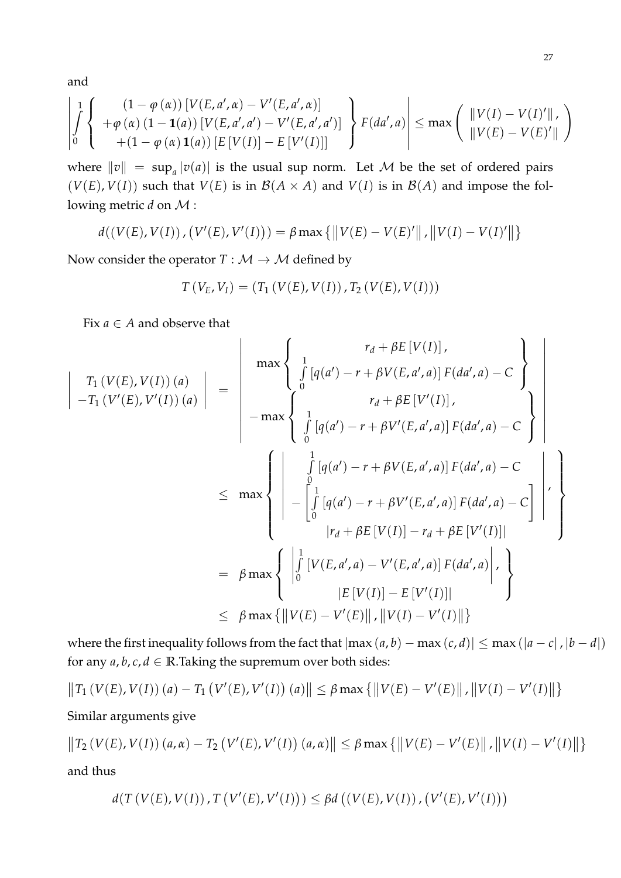and

$$\left| \int_0^1 \left\{ \begin{array}{c} (1-\varphi(\alpha))\left[V(E,a',\alpha) - V'(E,a',\alpha)\right] \\ +\varphi(\alpha)\left(1-\mathbf{1}(a)\right)\left[V(E,a',a') - V'(E,a',a')\right] \\ +(1-\varphi(\alpha)\mathbf{1}(a))\left[E\left[V(I)\right] - E\left[V'(I)\right]\right] \end{array} \right\} F(da',a) \right| \leq \max \left( \begin{array}{c} \|V(I) - V(I)'\|, \\ \|V(E) - V(E)'\| \end{array} \right)$$

where $\|v\| = \sup_a |v(a)|$ is the usual sup norm. Let $\mathcal{M}$ be the set of ordered pairs $(V(E), V(I))$ such that $V(E)$ is in $\mathcal{B}(A \times A)$ and $V(I)$ is in $\mathcal{B}(A)$ and impose the following metric $d$ on $\mathcal{M}$ :

$$d((V(E), V(I)), (V'(E), V'(I))) = \beta \max\left\{\left\|V(E) - V(E)'\right\|, \left\|V(I) - V(I)'\right\|\right\}$$

Now consider the operator $T : \mathcal{M} \to \mathcal{M}$ defined by

$$T(V_E, V_I) = (T_1(V(E), V(I)), T_2(V(E), V(I)))$$

Fix $a \in A$ and observe that

$$\begin{aligned}
\left| \begin{array}{c} T_1(V(E), V(I))(a) \\ -T_1(V'(E), V'(I))(a) \end{array} \right| &= \left| \begin{array}{c} \max\left\{ \begin{array}{c} r_d + \beta E\left[V(I)\right], \\ \int_0^1 \left[q(a') - r + \beta V(E,a',a)\right] F(da',a) - C \end{array} \right\} \\ -\max\left\{ \begin{array}{c} r_d + \beta E\left[V'(I)\right], \\ \int_0^1 \left[q(a') - r + \beta V'(E,a',a)\right] F(da',a) - C \end{array} \right\} \end{array} \right| \\
&\leq \max\left\{ \begin{array}{c} \left| \begin{array}{c} \int_0^1 \left[q(a') - r + \beta V(E,a',a)\right] F(da',a) - C \\ -\left[\int_0^1 \left[q(a') - r + \beta V'(E,a',a)\right] F(da',a) - C\right] \end{array} \right|, \\ \left| r_d + \beta E\left[V(I)\right] - r_d + \beta E\left[V'(I)\right] \right| \end{array} \right\} \\
&= \beta \max\left\{ \begin{array}{c} \left| \int_0^1 \left[V(E,a',a) - V'(E,a',a)\right] F(da',a) \right|, \\ \left| E\left[V(I)\right] - E\left[V'(I)\right] \right| \end{array} \right\} \\
&\leq \beta \max\left\{\left\|V(E) - V'(E)\right\|, \left\|V(I) - V'(I)\right\|\right\}
\end{aligned}$$

where the first inequality follows from the fact that $|\max(a,b) - \max(c,d)| \leq \max(|a-c|, |b-d|)$ for any $a, b, c, d \in \mathbb{R}$.Taking the supremum over both sides:

$$\left\|T_1(V(E), V(I))(a) - T_1(V'(E), V'(I))(a)\right\| \leq \beta \max\left\{\left\|V(E) - V'(E)\right\|, \left\|V(I) - V'(I)\right\|\right\}$$

Similar arguments give

$$\left\|T_2(V(E), V(I))(a,\alpha) - T_2(V'(E), V'(I))(a,\alpha)\right\| \leq \beta \max\left\{\left\|V(E) - V'(E)\right\|, \left\|V(I) - V'(I)\right\|\right\}$$

and thus

$$d(T(V(E), V(I)), T(V'(E), V'(I))) \leq \beta d((V(E), V(I)), (V'(E), V'(I)))$$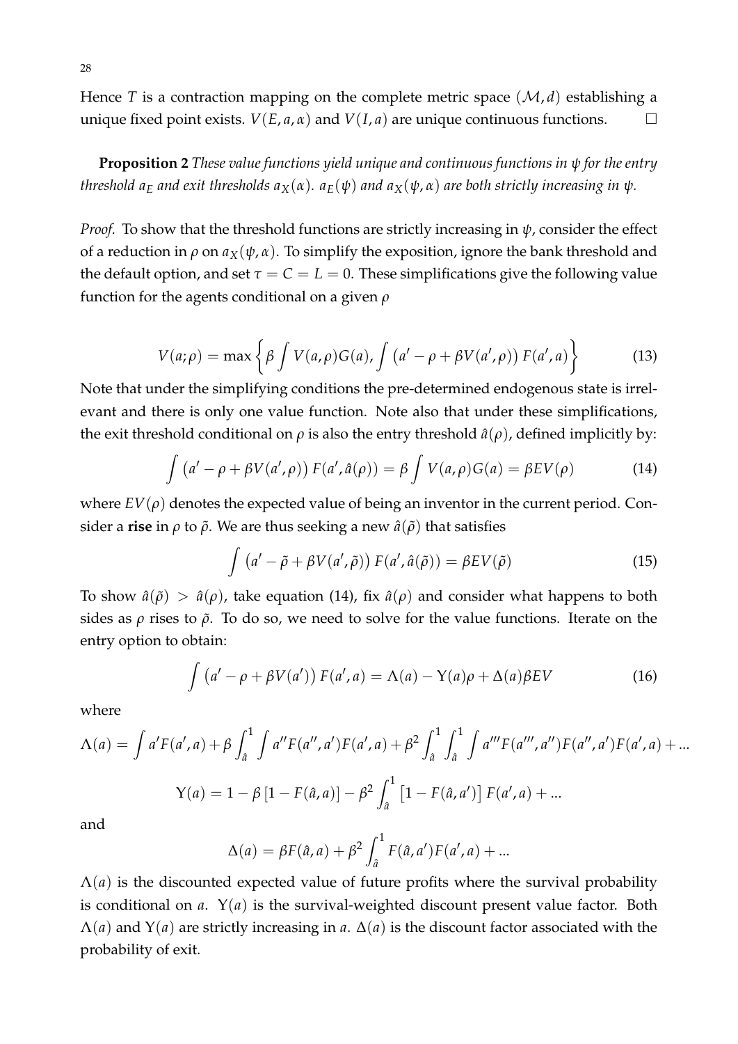Hence $T$ is a contraction mapping on the complete metric space $(\mathcal{M}, d)$ establishing a unique fixed point exists. $V(E, a, \alpha)$ and $V(I, a)$ are unique continuous functions. $\square$

**Proposition 2** *These value functions yield unique and continuous functions in $\psi$ for the entry threshold $a_E$ and exit thresholds $a_X(\alpha)$. $a_E(\psi)$ and $a_X(\psi, \alpha)$ are both strictly increasing in $\psi$.*

*Proof.* To show that the threshold functions are strictly increasing in $\psi$, consider the effect of a reduction in $\rho$ on $a_X(\psi, \alpha)$. To simplify the exposition, ignore the bank threshold and the default option, and set $\tau = C = L = 0$. These simplifications give the following value function for the agents conditional on a given $\rho$

$$V(a; \rho) = \max\left\{\beta \int V(a, \rho) G(a), \int \left(a' - \rho + \beta V(a', \rho)\right) F(a', a)\right\} \tag{13}$$

Note that under the simplifying conditions the pre-determined endogenous state is irrelevant and there is only one value function. Note also that under these simplifications, the exit threshold conditional on $\rho$ is also the entry threshold $\hat{a}(\rho)$, defined implicitly by:

$$\int \left(a' - \rho + \beta V(a', \rho)\right) F(a', \hat{a}(\rho)) = \beta \int V(a, \rho) G(a) = \beta EV(\rho) \tag{14}$$

where $EV(\rho)$ denotes the expected value of being an inventor in the current period. Consider a **rise** in $\rho$ to $\tilde{\rho}$. We are thus seeking a new $\hat{a}(\tilde{\rho})$ that satisfies

$$\int \left(a' - \tilde{\rho} + \beta V(a', \tilde{\rho})\right) F(a', \hat{a}(\tilde{\rho})) = \beta EV(\tilde{\rho}) \tag{15}$$

To show $\hat{a}(\tilde{\rho}) > \hat{a}(\rho)$, take equation (14), fix $\hat{a}(\rho)$ and consider what happens to both sides as $\rho$ rises to $\tilde{\rho}$. To do so, we need to solve for the value functions. Iterate on the entry option to obtain:

$$\int \left(a' - \rho + \beta V(a')\right) F(a', a) = \Lambda(a) - \Upsilon(a)\rho + \Delta(a)\beta EV \tag{16}$$

where

$$\Lambda(a) = \int a' F(a', a) + \beta \int_{\hat{a}}^{1} \int a'' F(a'', a') F(a', a) + \beta^2 \int_{\hat{a}}^{1} \int_{\hat{a}}^{1} \int a''' F(a''', a'') F(a'', a') F(a', a) + \ldots$$

$$\Upsilon(a) = 1 - \beta\left[1 - F(\hat{a}, a)\right] - \beta^2 \int_{\hat{a}}^{1} \left[1 - F(\hat{a}, a')\right] F(a', a) + \ldots$$

and

$$\Delta(a) = \beta F(\hat{a}, a) + \beta^2 \int_{\hat{a}}^{1} F(\hat{a}, a') F(a', a) + \ldots$$

$\Lambda(a)$ is the discounted expected value of future profits where the survival probability is conditional on $a$. $\Upsilon(a)$ is the survival-weighted discount present value factor. Both $\Lambda(a)$ and $\Upsilon(a)$ are strictly increasing in $a$. $\Delta(a)$ is the discount factor associated with the probability of exit.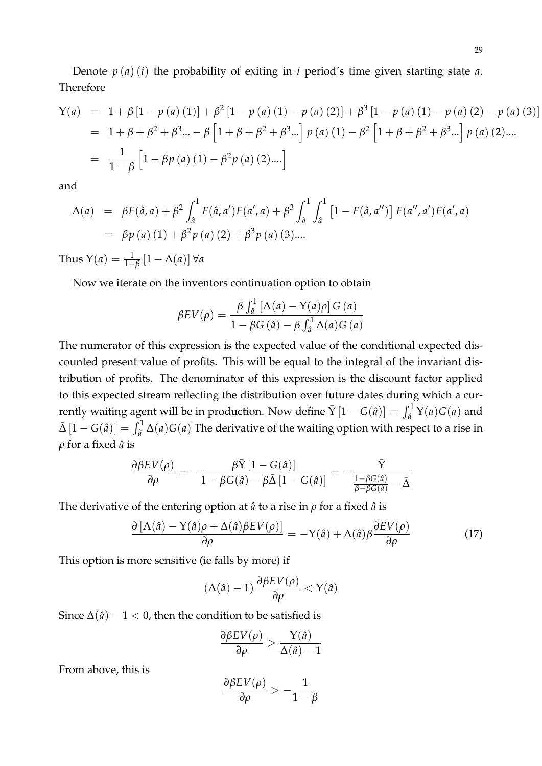Denote $p(a)(i)$ the probability of exiting in $i$ period's time given starting state $a$. Therefore

$$
\begin{aligned}
\Upsilon(a) &= 1 + \beta\left[1 - p(a)(1)\right] + \beta^2\left[1 - p(a)(1) - p(a)(2)\right] + \beta^3\left[1 - p(a)(1) - p(a)(2) - p(a)(3)\right] \\
&= 1 + \beta + \beta^2 + \beta^3 ... - \beta\left[1 + \beta + \beta^2 + \beta^3 ...\right] p(a)(1) - \beta^2\left[1 + \beta + \beta^2 + \beta^3 ...\right] p(a)(2) .... \\
&= \frac{1}{1-\beta}\left[1 - \beta p(a)(1) - \beta^2 p(a)(2) ....\right]
\end{aligned}
$$

and

$$
\begin{aligned}
\Delta(a) &= \beta F(\hat{a}, a) + \beta^2 \int_{\hat{a}}^{1} F(\hat{a}, a') F(a', a) + \beta^3 \int_{\hat{a}}^{1} \int_{\hat{a}}^{1} \left[1 - F(\hat{a}, a'')\right] F(a'', a') F(a', a) \\
&= \beta p(a)(1) + \beta^2 p(a)(2) + \beta^3 p(a)(3) ....
\end{aligned}
$$

Thus $\Upsilon(a) = \frac{1}{1-\beta}\left[1 - \Delta(a)\right] \forall a$

Now we iterate on the inventors continuation option to obtain

$$
\beta EV(\rho) = \frac{\beta \int_{\hat{a}}^{1} \left[\Lambda(a) - \Upsilon(a)\rho\right] G(a)}{1 - \beta G(\hat{a}) - \beta \int_{\hat{a}}^{1} \Delta(a) G(a)}
$$

The numerator of this expression is the expected value of the conditional expected discounted present value of profits. This will be equal to the integral of the invariant distribution of profits. The denominator of this expression is the discount factor applied to this expected stream reflecting the distribution over future dates during which a currently waiting agent will be in production. Now define $\bar{\Upsilon}\left[1 - G(\hat{a})\right] = \int_{\hat{a}}^{1} \Upsilon(a) G(a)$ and $\bar{\Delta}\left[1 - G(\hat{a})\right] = \int_{\hat{a}}^{1} \Delta(a) G(a)$ The derivative of the waiting option with respect to a rise in $\rho$ for a fixed $\hat{a}$ is

$$
\frac{\partial \beta EV(\rho)}{\partial \rho} = -\frac{\beta \bar{\Upsilon}\left[1 - G(\hat{a})\right]}{1 - \beta G(\hat{a}) - \beta \bar{\Delta}\left[1 - G(\hat{a})\right]} = -\frac{\bar{\Upsilon}}{\frac{1 - \beta G(\hat{a})}{\beta - \beta G(\hat{a})} - \bar{\Delta}}
$$

The derivative of the entering option at $\hat{a}$ to a rise in $\rho$ for a fixed $\hat{a}$ is

$$
\frac{\partial\left[\Lambda(\hat{a}) - \Upsilon(\hat{a})\rho + \Delta(\hat{a})\beta EV(\rho)\right]}{\partial \rho} = -\Upsilon(\hat{a}) + \Delta(\hat{a})\beta \frac{\partial EV(\rho)}{\partial \rho} \tag{17}
$$

This option is more sensitive (ie falls by more) if

$$
\left(\Delta(\hat{a}) - 1\right) \frac{\partial \beta EV(\rho)}{\partial \rho} < \Upsilon(\hat{a})
$$

Since $\Delta(\hat{a}) - 1 < 0$, then the condition to be satisfied is

$$
\frac{\partial \beta EV(\rho)}{\partial \rho} > \frac{\Upsilon(\hat{a})}{\Delta(\hat{a}) - 1}
$$

From above, this is

$$
\frac{\partial \beta EV(\rho)}{\partial \rho} > -\frac{1}{1-\beta}
$$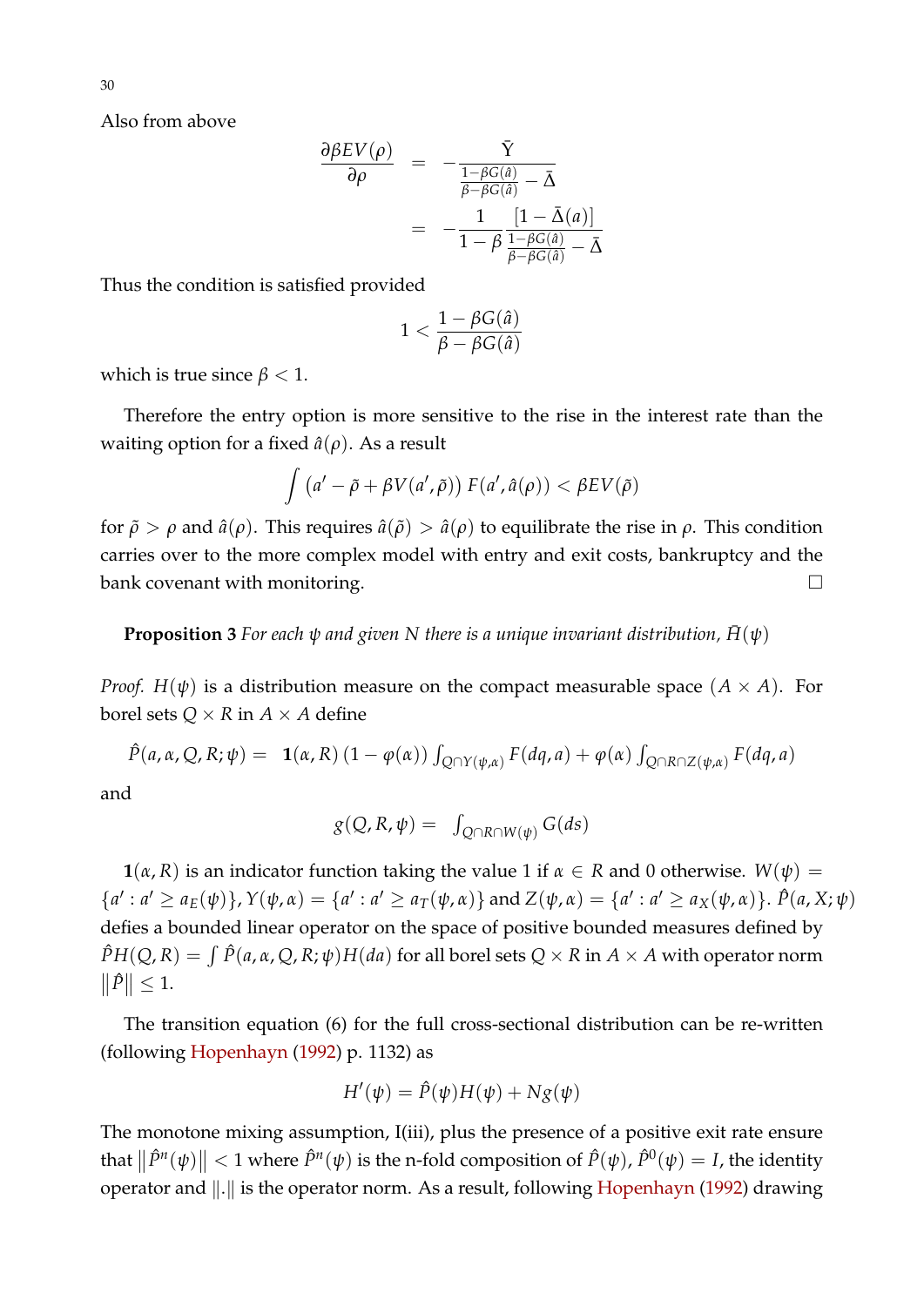Also from above

$$
\begin{aligned}
\frac{\partial \beta EV(\rho)}{\partial \rho} &= -\frac{\bar{Y}}{\frac{1-\beta G(\hat{a})}{\beta-\beta G(\hat{a})} - \bar{\Delta}} \\
&= -\frac{1}{1-\beta} \frac{[1-\bar{\Delta}(a)]}{\frac{1-\beta G(\hat{a})}{\beta-\beta G(\hat{a})} - \bar{\Delta}}
\end{aligned}
$$

Thus the condition is satisfied provided

$$
1 < \frac{1-\beta G(\hat{a})}{\beta - \beta G(\hat{a})}
$$

which is true since $\beta < 1$.

Therefore the entry option is more sensitive to the rise in the interest rate than the waiting option for a fixed $\hat{a}(\rho)$. As a result

$$
\int \left(a' - \tilde{\rho} + \beta V(a', \tilde{\rho})\right) F(a', \hat{a}(\rho)) < \beta EV(\tilde{\rho})
$$

for $\tilde{\rho} > \rho$ and $\hat{a}(\rho)$. This requires $\hat{a}(\tilde{\rho}) > \hat{a}(\rho)$ to equilibrate the rise in $\rho$. This condition carries over to the more complex model with entry and exit costs, bankruptcy and the bank covenant with monitoring. □

**Proposition 3** *For each $\psi$ and given $N$ there is a unique invariant distribution, $\bar{H}(\psi)$*

*Proof.* $H(\psi)$ is a distribution measure on the compact measurable space $(A \times A)$. For borel sets $Q \times R$ in $A \times A$ define

$$
\hat{P}(a, \alpha, Q, R; \psi) = \mathbf{1}(\alpha, R) \left(1 - \varphi(\alpha)\right) \int_{Q \cap Y(\psi, \alpha)} F(dq, a) + \varphi(\alpha) \int_{Q \cap R \cap Z(\psi, \alpha)} F(dq, a)
$$

and

$$
g(Q, R, \psi) = \int_{Q \cap R \cap W(\psi)} G(ds)
$$

$\mathbf{1}(\alpha, R)$ is an indicator function taking the value 1 if $\alpha \in R$ and 0 otherwise. $W(\psi) = \{a' : a' \geq a_E(\psi)\}$, $Y(\psi, \alpha) = \{a' : a' \geq a_T(\psi, \alpha)\}$ and $Z(\psi, \alpha) = \{a' : a' \geq a_X(\psi, \alpha)\}$. $\hat{P}(a, X; \psi)$ defies a bounded linear operator on the space of positive bounded measures defined by $\hat{P}H(Q, R) = \int \hat{P}(a, \alpha, Q, R; \psi) H(da)$ for all borel sets $Q \times R$ in $A \times A$ with operator norm $\|\hat{P}\| \leq 1$.

The transition equation (6) for the full cross-sectional distribution can be re-written (following Hopenhayn (1992) p. 1132) as

$$
H'(\psi) = \hat{P}(\psi) H(\psi) + N g(\psi)
$$

The monotone mixing assumption, I(iii), plus the presence of a positive exit rate ensure that $\|\hat{P}^n(\psi)\| < 1$ where $\hat{P}^n(\psi)$ is the n-fold composition of $\hat{P}(\psi)$, $\hat{P}^0(\psi) = I$, the identity operator and $\|.\|$ is the operator norm. As a result, following Hopenhayn (1992) drawing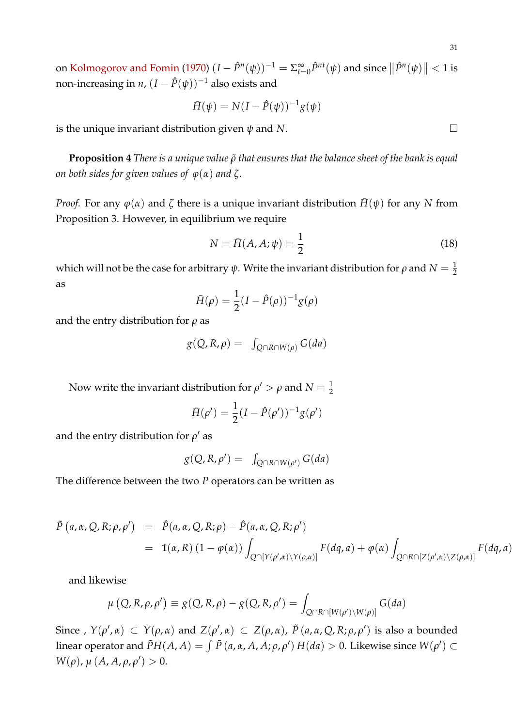on Kolmogorov and Fomin (1970) $(I - \hat{P}^n(\psi))^{-1} = \Sigma_{t=0}^{\infty} \hat{P}^{nt}(\psi)$ and since $\left\|\hat{P}^n(\psi)\right\| < 1$ is non-increasing in $n$, $(I - \hat{P}(\psi))^{-1}$ also exists and

$$\bar{H}(\psi) = N(I - \hat{P}(\psi))^{-1} g(\psi)$$

is the unique invariant distribution given $\psi$ and $N$. □

**Proposition 4** *There is a unique value $\tilde{\rho}$ that ensures that the balance sheet of the bank is equal on both sides for given values of $\varphi(\alpha)$ and $\zeta$.*

*Proof.* For any $\varphi(\alpha)$ and $\zeta$ there is a unique invariant distribution $\bar{H}(\psi)$ for any $N$ from Proposition 3. However, in equilibrium we require

$$N = \bar{H}(A, A; \psi) = \frac{1}{2} \tag{18}$$

which will not be the case for arbitrary $\psi$. Write the invariant distribution for $\rho$ and $N = \frac{1}{2}$ as

$$\bar{H}(\rho) = \frac{1}{2}(I - \hat{P}(\rho))^{-1} g(\rho)$$

and the entry distribution for $\rho$ as

$$g(Q, R, \rho) = \int_{Q \cap R \cap W(\rho)} G(da)$$

Now write the invariant distribution for $\rho' > \rho$ and $N = \frac{1}{2}$

$$\bar{H}(\rho') = \frac{1}{2}(I - \hat{P}(\rho'))^{-1} g(\rho')$$

and the entry distribution for $\rho'$ as

$$g(Q, R, \rho') = \int_{Q \cap R \cap W(\rho')} G(da)$$

The difference between the two $P$ operators can be written as

$$\begin{aligned}
\tilde{P}\left(a, \alpha, Q, R; \rho, \rho'\right) &= \hat{P}(a, \alpha, Q, R; \rho) - \hat{P}(a, \alpha, Q, R; \rho') \\
&= \mathbf{1}(\alpha, R)\left(1 - \varphi(\alpha)\right) \int_{Q \cap [Y(\rho', \alpha) \setminus Y(\rho, \alpha)]} F(dq, a) + \varphi(\alpha) \int_{Q \cap R \cap [Z(\rho', \alpha) \setminus Z(\rho, \alpha)]} F(dq, a)
\end{aligned}$$

and likewise

$$\mu\left(Q, R, \rho, \rho'\right) \equiv g(Q, R, \rho) - g(Q, R, \rho') = \int_{Q \cap R \cap [W(\rho') \setminus W(\rho)]} G(da)$$

Since , $Y(\rho', \alpha) \subset Y(\rho, \alpha)$ and $Z(\rho', \alpha) \subset Z(\rho, \alpha)$, $\tilde{P}\left(a, \alpha, Q, R; \rho, \rho'\right)$ is also a bounded linear operator and $\tilde{P}H(A, A) = \int \tilde{P}\left(a, \alpha, A, A; \rho, \rho'\right) H(da) > 0$. Likewise since $W(\rho') \subset W(\rho)$, $\mu\left(A, A, \rho, \rho'\right) > 0$.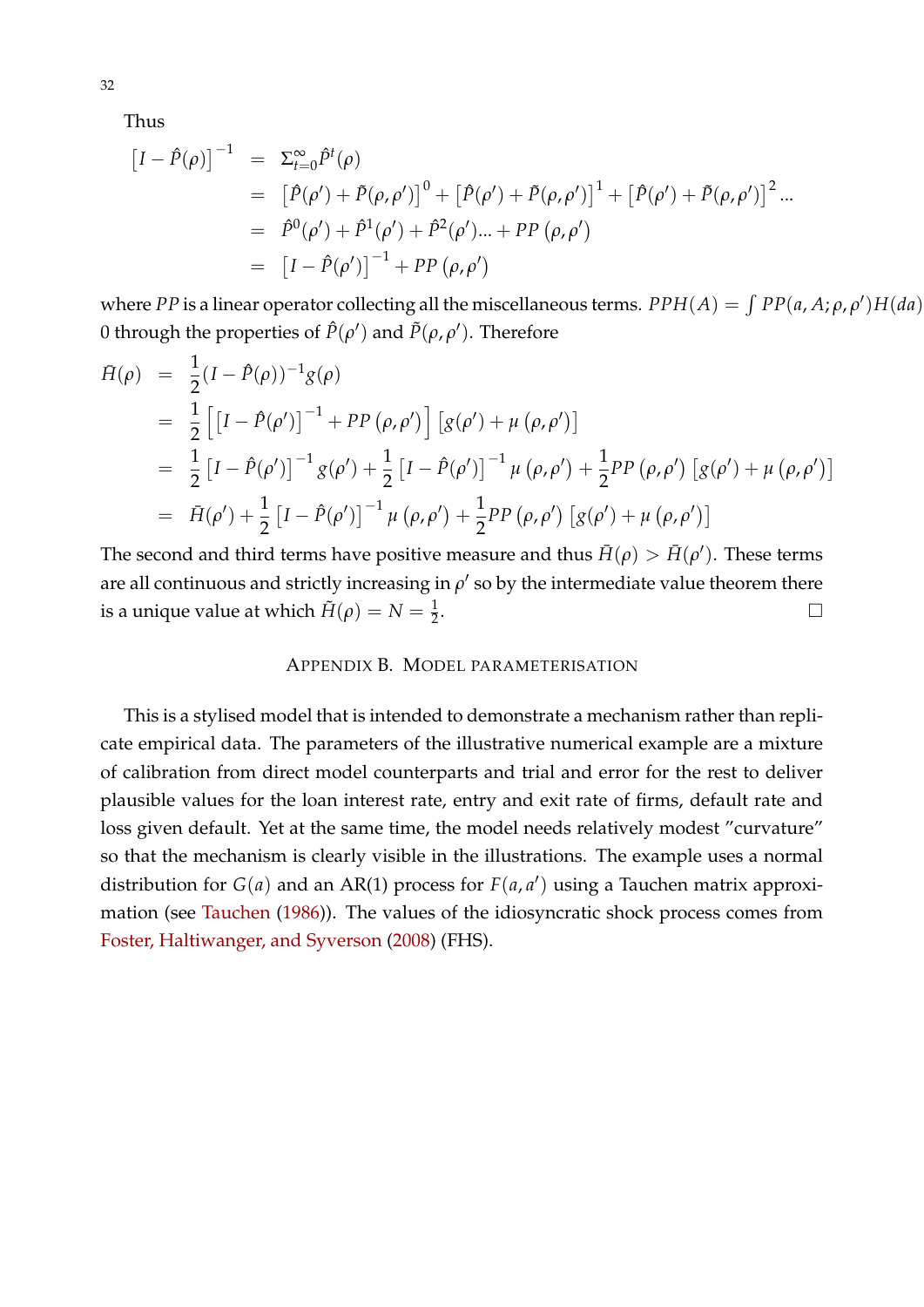Thus

$$
\begin{aligned}
\left[I-\hat{P}(\rho)\right]^{-1} &= \Sigma_{t=0}^{\infty}\hat{P}^{t}(\rho) \\
&= \left[\hat{P}(\rho')+\tilde{P}(\rho,\rho')\right]^{0}+\left[\hat{P}(\rho')+\tilde{P}(\rho,\rho')\right]^{1}+\left[\hat{P}(\rho')+\tilde{P}(\rho,\rho')\right]^{2}... \\
&= \hat{P}^{0}(\rho')+\hat{P}^{1}(\rho')+\hat{P}^{2}(\rho')...+PP\left(\rho,\rho'\right) \\
&= \left[I-\hat{P}(\rho')\right]^{-1}+PP\left(\rho,\rho'\right)
\end{aligned}
$$

where $PP$ is a linear operator collecting all the miscellaneous terms. $PPH(A)=\int PP(a,A;\rho,\rho')H(da)$ 0 through the properties of $\hat{P}(\rho')$ and $\tilde{P}(\rho,\rho')$. Therefore

$$
\begin{aligned}
\bar{H}(\rho) &= \frac{1}{2}(I-\hat{P}(\rho))^{-1}g(\rho) \\
&= \frac{1}{2}\left[\left[I-\hat{P}(\rho')\right]^{-1}+PP\left(\rho,\rho'\right)\right]\left[g(\rho')+\mu\left(\rho,\rho'\right)\right] \\
&= \frac{1}{2}\left[I-\hat{P}(\rho')\right]^{-1}g(\rho')+\frac{1}{2}\left[I-\hat{P}(\rho')\right]^{-1}\mu\left(\rho,\rho'\right)+\frac{1}{2}PP\left(\rho,\rho'\right)\left[g(\rho')+\mu\left(\rho,\rho'\right)\right] \\
&= \bar{H}(\rho')+\frac{1}{2}\left[I-\hat{P}(\rho')\right]^{-1}\mu\left(\rho,\rho'\right)+\frac{1}{2}PP\left(\rho,\rho'\right)\left[g(\rho')+\mu\left(\rho,\rho'\right)\right]
\end{aligned}
$$

The second and third terms have positive measure and thus $\bar{H}(\rho)>\bar{H}(\rho')$. These terms are all continuous and strictly increasing in $\rho'$ so by the intermediate value theorem there is a unique value at which $\tilde{H}(\rho)=N=\frac{1}{2}$. □

## Appendix B. Model parameterisation

This is a stylised model that is intended to demonstrate a mechanism rather than replicate empirical data. The parameters of the illustrative numerical example are a mixture of calibration from direct model counterparts and trial and error for the rest to deliver plausible values for the loan interest rate, entry and exit rate of firms, default rate and loss given default. Yet at the same time, the model needs relatively modest "curvature" so that the mechanism is clearly visible in the illustrations. The example uses a normal distribution for $G(a)$ and an AR(1) process for $F(a,a')$ using a Tauchen matrix approximation (see Tauchen (1986)). The values of the idiosyncratic shock process comes from Foster, Haltiwanger, and Syverson (2008) (FHS).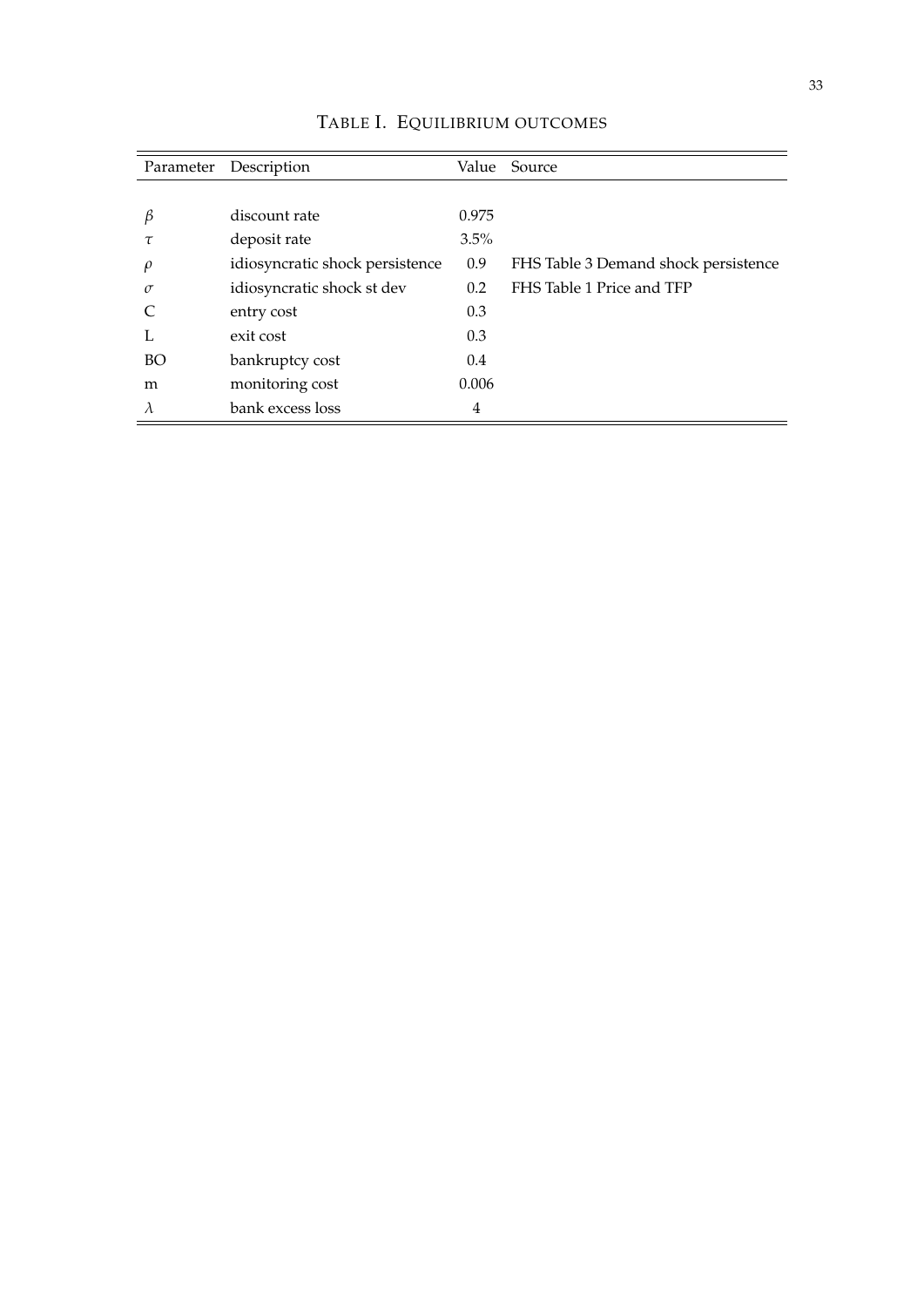# Table I. Equilibrium outcomes

| Parameter | Description | Value | Source |
|---|---|---|---|
| $\beta$ | discount rate | 0.975 | |
| $\tau$ | deposit rate | 3.5% | |
| $\rho$ | idiosyncratic shock persistence | 0.9 | FHS Table 3 Demand shock persistence |
| $\sigma$ | idiosyncratic shock st dev | 0.2 | FHS Table 1 Price and TFP |
| C | entry cost | 0.3 | |
| L | exit cost | 0.3 | |
| BO | bankruptcy cost | 0.4 | |
| m | monitoring cost | 0.006 | |
| $\lambda$ | bank excess loss | 4 | |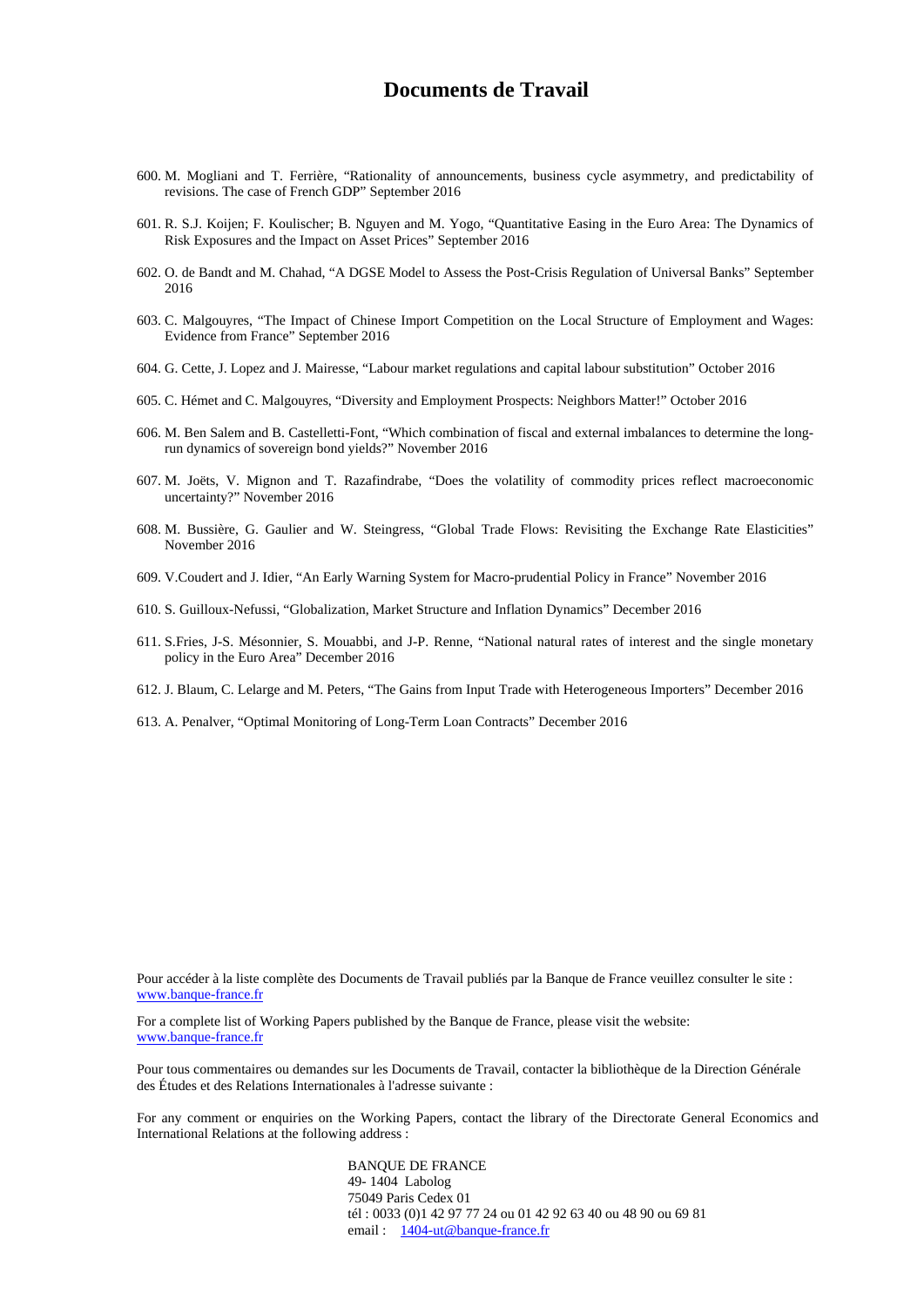# Documents de Travail

600. M. Mogliani and T. Ferrière, "Rationality of announcements, business cycle asymmetry, and predictability of revisions. The case of French GDP" September 2016

601. R. S.J. Koijen; F. Koulischer; B. Nguyen and M. Yogo, "Quantitative Easing in the Euro Area: The Dynamics of Risk Exposures and the Impact on Asset Prices" September 2016

602. O. de Bandt and M. Chahad, "A DGSE Model to Assess the Post-Crisis Regulation of Universal Banks" September 2016

603. C. Malgouyres, "The Impact of Chinese Import Competition on the Local Structure of Employment and Wages: Evidence from France" September 2016

604. G. Cette, J. Lopez and J. Mairesse, "Labour market regulations and capital labour substitution" October 2016

605. C. Hémet and C. Malgouyres, "Diversity and Employment Prospects: Neighbors Matter!" October 2016

606. M. Ben Salem and B. Castelletti-Font, "Which combination of fiscal and external imbalances to determine the long-run dynamics of sovereign bond yields?" November 2016

607. M. Joëts, V. Mignon and T. Razafindrabe, "Does the volatility of commodity prices reflect macroeconomic uncertainty?" November 2016

608. M. Bussière, G. Gaulier and W. Steingress, "Global Trade Flows: Revisiting the Exchange Rate Elasticities" November 2016

609. V.Coudert and J. Idier, "An Early Warning System for Macro-prudential Policy in France" November 2016

610. S. Guilloux-Nefussi, "Globalization, Market Structure and Inflation Dynamics" December 2016

611. S.Fries, J-S. Mésonnier, S. Mouabbi, and J-P. Renne, "National natural rates of interest and the single monetary policy in the Euro Area" December 2016

612. J. Blaum, C. Lelarge and M. Peters, "The Gains from Input Trade with Heterogeneous Importers" December 2016

613. A. Penalver, "Optimal Monitoring of Long-Term Loan Contracts" December 2016

Pour accéder à la liste complète des Documents de Travail publiés par la Banque de France veuillez consulter le site : www.banque-france.fr

For a complete list of Working Papers published by the Banque de France, please visit the website: www.banque-france.fr

Pour tous commentaires ou demandes sur les Documents de Travail, contacter la bibliothèque de la Direction Générale des Études et des Relations Internationales à l'adresse suivante :

For any comment or enquiries on the Working Papers, contact the library of the Directorate General Economics and International Relations at the following address :

BANQUE DE FRANCE
49- 1404 Labolog
75049 Paris Cedex 01
tél : 0033 (0)1 42 97 77 24 ou 01 42 92 63 40 ou 48 90 ou 69 81
email : 1404-ut@banque-france.fr